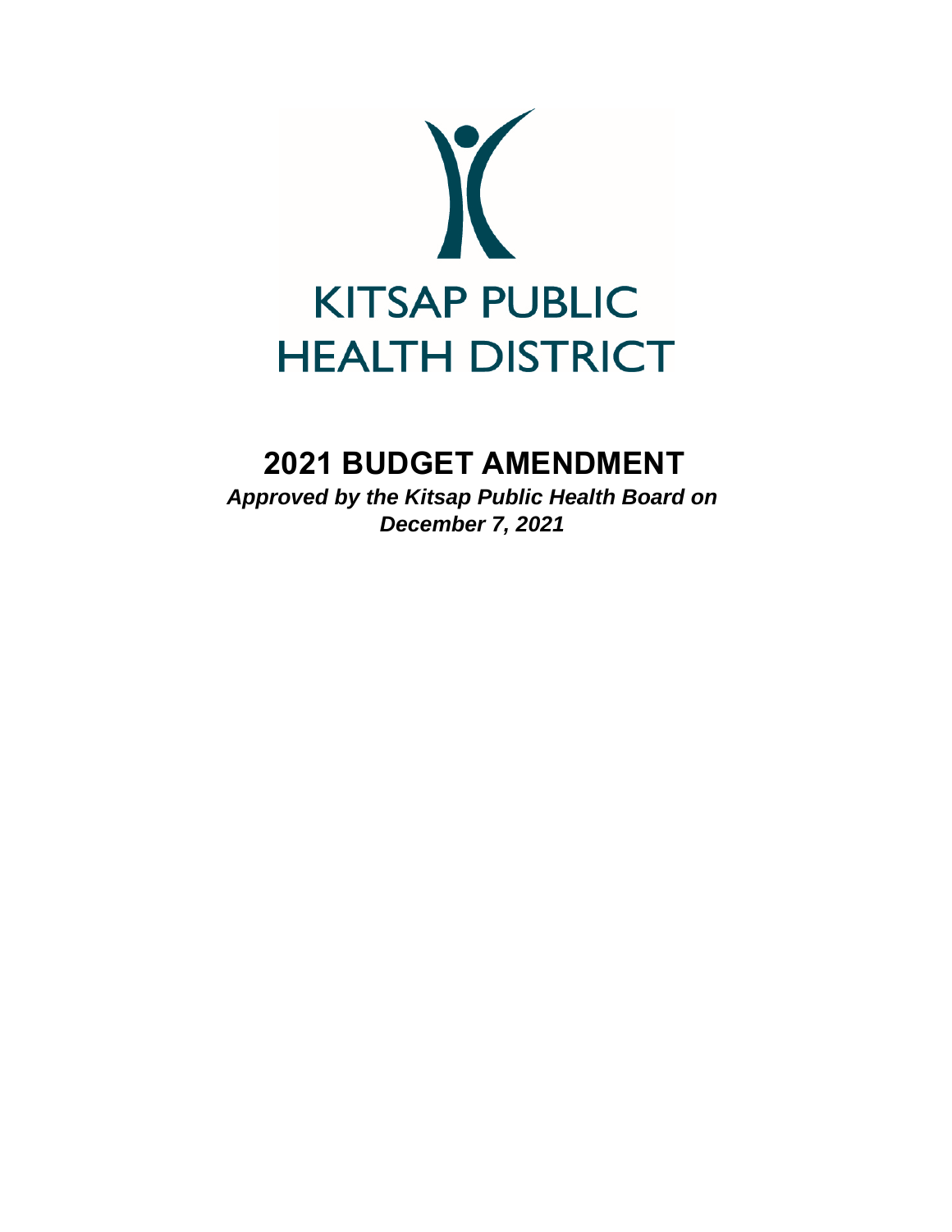KITSAP PUBLIC HEALTH DISTRICT

# 2021 BUDGET AMENDMENT

***Approved by the Kitsap Public Health Board on December 7, 2021***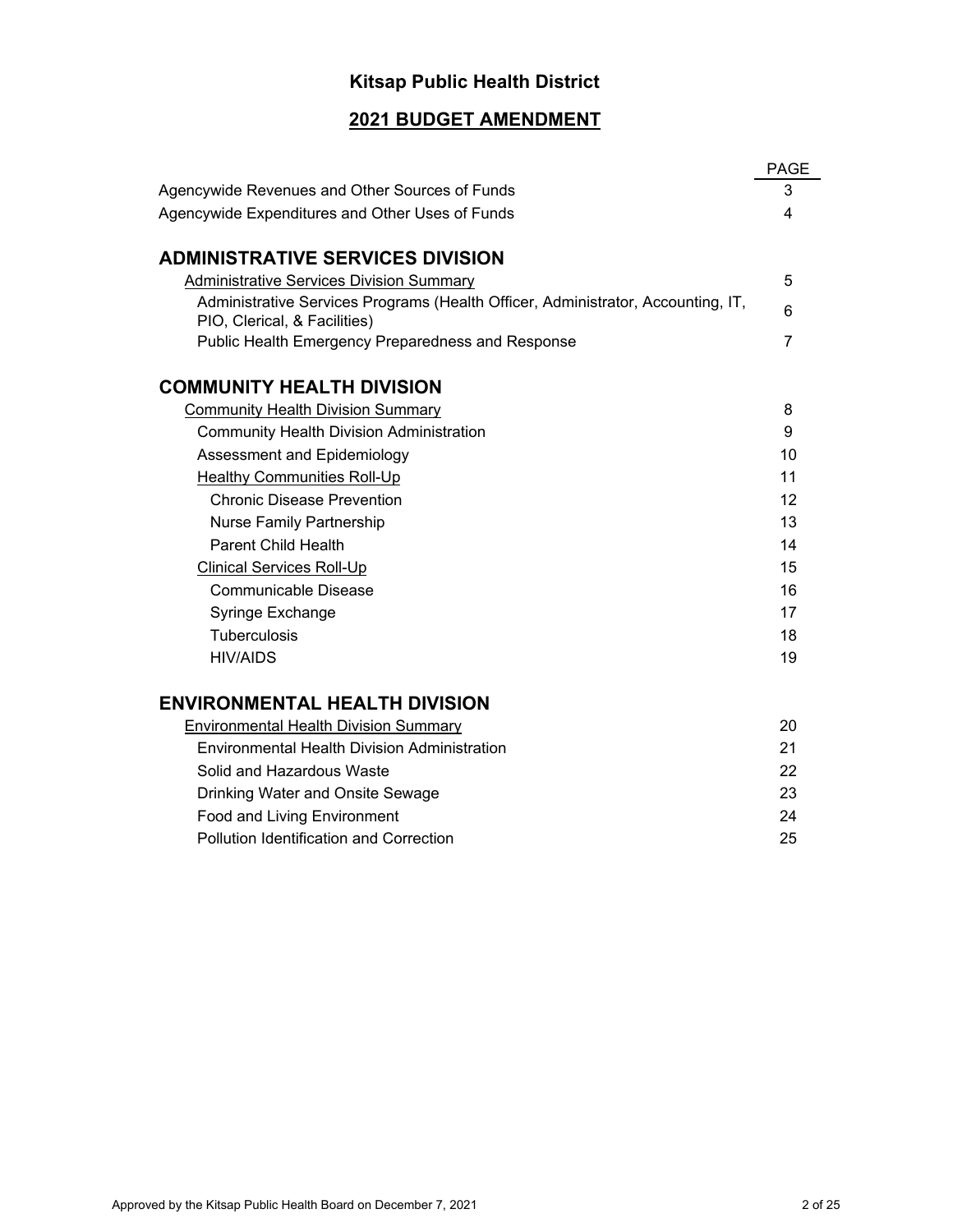# Kitsap Public Health District

## 2021 BUDGET AMENDMENT

| | PAGE |
|---|---|
| Agencywide Revenues and Other Sources of Funds | 3 |
| Agencywide Expenditures and Other Uses of Funds | 4 |
| **ADMINISTRATIVE SERVICES DIVISION** | |
| Administrative Services Division Summary | 5 |
| Administrative Services Programs (Health Officer, Administrator, Accounting, IT, PIO, Clerical, & Facilities) | 6 |
| Public Health Emergency Preparedness and Response | 7 |
| **COMMUNITY HEALTH DIVISION** | |
| Community Health Division Summary | 8 |
| Community Health Division Administration | 9 |
| Assessment and Epidemiology | 10 |
| Healthy Communities Roll-Up | 11 |
| Chronic Disease Prevention | 12 |
| Nurse Family Partnership | 13 |
| Parent Child Health | 14 |
| Clinical Services Roll-Up | 15 |
| Communicable Disease | 16 |
| Syringe Exchange | 17 |
| Tuberculosis | 18 |
| HIV/AIDS | 19 |
| **ENVIRONMENTAL HEALTH DIVISION** | |
| Environmental Health Division Summary | 20 |
| Environmental Health Division Administration | 21 |
| Solid and Hazardous Waste | 22 |
| Drinking Water and Onsite Sewage | 23 |
| Food and Living Environment | 24 |
| Pollution Identification and Correction | 25 |

Approved by the Kitsap Public Health Board on December 7, 2021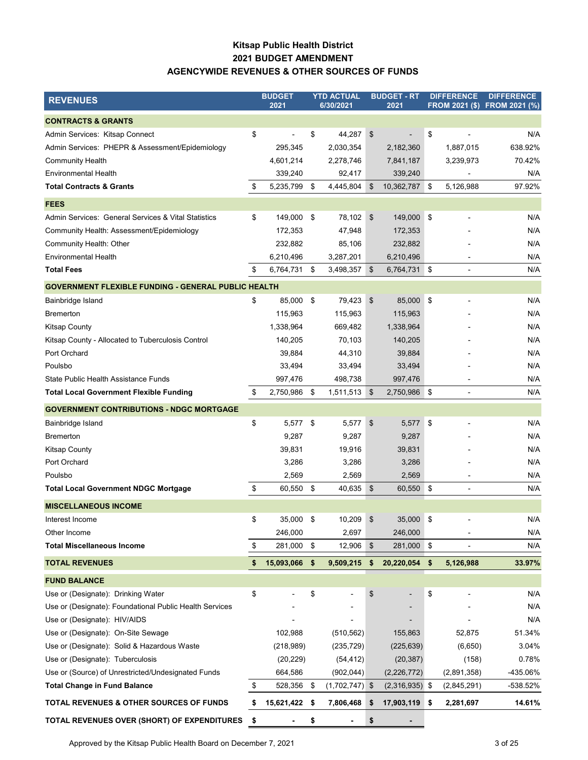# Kitsap Public Health District
## 2021 BUDGET AMENDMENT
## AGENCYWIDE REVENUES & OTHER SOURCES OF FUNDS

| REVENUES | BUDGET 2021 | YTD ACTUAL 6/30/2021 | BUDGET - RT 2021 | DIFFERENCE FROM 2021 ($) | DIFFERENCE FROM 2021 (%) |
|---|---|---|---|---|---|
| **CONTRACTS & GRANTS** | | | | | |
| Admin Services: Kitsap Connect | $ - | $ 44,287 | $ - | $ - | N/A |
| Admin Services: PHEPR & Assessment/Epidemiology | 295,345 | 2,030,354 | 2,182,360 | 1,887,015 | 638.92% |
| Community Health | 4,601,214 | 2,278,746 | 7,841,187 | 3,239,973 | 70.42% |
| Environmental Health | 339,240 | 92,417 | 339,240 | - | N/A |
| **Total Contracts & Grants** | $ 5,235,799 | $ 4,445,804 | $ 10,362,787 | $ 5,126,988 | 97.92% |
| **FEES** | | | | | |
| Admin Services: General Services & Vital Statistics | $ 149,000 | $ 78,102 | $ 149,000 | $ - | N/A |
| Community Health: Assessment/Epidemiology | 172,353 | 47,948 | 172,353 | - | N/A |
| Community Health: Other | 232,882 | 85,106 | 232,882 | - | N/A |
| Environmental Health | 6,210,496 | 3,287,201 | 6,210,496 | - | N/A |
| **Total Fees** | $ 6,764,731 | $ 3,498,357 | $ 6,764,731 | $ - | N/A |
| **GOVERNMENT FLEXIBLE FUNDING - GENERAL PUBLIC HEALTH** | | | | | |
| Bainbridge Island | $ 85,000 | $ 79,423 | $ 85,000 | $ - | N/A |
| Bremerton | 115,963 | 115,963 | 115,963 | - | N/A |
| Kitsap County | 1,338,964 | 669,482 | 1,338,964 | - | N/A |
| Kitsap County - Allocated to Tuberculosis Control | 140,205 | 70,103 | 140,205 | - | N/A |
| Port Orchard | 39,884 | 44,310 | 39,884 | - | N/A |
| Poulsbo | 33,494 | 33,494 | 33,494 | - | N/A |
| State Public Health Assistance Funds | 997,476 | 498,738 | 997,476 | - | N/A |
| **Total Local Government Flexible Funding** | $ 2,750,986 | $ 1,511,513 | $ 2,750,986 | $ - | N/A |
| **GOVERNMENT CONTRIBUTIONS - NDGC MORTGAGE** | | | | | |
| Bainbridge Island | $ 5,577 | $ 5,577 | $ 5,577 | $ - | N/A |
| Bremerton | 9,287 | 9,287 | 9,287 | - | N/A |
| Kitsap County | 39,831 | 19,916 | 39,831 | - | N/A |
| Port Orchard | 3,286 | 3,286 | 3,286 | - | N/A |
| Poulsbo | 2,569 | 2,569 | 2,569 | - | N/A |
| **Total Local Government NDGC Mortgage** | $ 60,550 | $ 40,635 | $ 60,550 | $ - | N/A |
| **MISCELLANEOUS INCOME** | | | | | |
| Interest Income | $ 35,000 | $ 10,209 | $ 35,000 | $ - | N/A |
| Other Income | 246,000 | 2,697 | 246,000 | - | N/A |
| **Total Miscellaneous Income** | $ 281,000 | $ 12,906 | $ 281,000 | $ - | N/A |
| **TOTAL REVENUES** | **$ 15,093,066** | **$ 9,509,215** | **$ 20,220,054** | **$ 5,126,988** | **33.97%** |
| **FUND BALANCE** | | | | | |
| Use or (Designate): Drinking Water | $ - | $ - | $ - | $ - | N/A |
| Use or (Designate): Foundational Public Health Services | - | - | - | - | N/A |
| Use or (Designate): HIV/AIDS | - | - | - | - | N/A |
| Use or (Designate): On-Site Sewage | 102,988 | (510,562) | 155,863 | 52,875 | 51.34% |
| Use or (Designate): Solid & Hazardous Waste | (218,989) | (235,729) | (225,639) | (6,650) | 3.04% |
| Use or (Designate): Tuberculosis | (20,229) | (54,412) | (20,387) | (158) | 0.78% |
| Use or (Source) of Unrestricted/Undesignated Funds | 664,586 | (902,044) | (2,226,772) | (2,891,358) | -435.06% |
| **Total Change in Fund Balance** | $ 528,356 | $ (1,702,747) | $ (2,316,935) | $ (2,845,291) | -538.52% |
| **TOTAL REVENUES & OTHER SOURCES OF FUNDS** | **$ 15,621,422** | **$ 7,806,468** | **$ 17,903,119** | **$ 2,281,697** | **14.61%** |
| **TOTAL REVENUES OVER (SHORT) OF EXPENDITURES** | **$ -** | **$ -** | **$ -** | | |

Approved by the Kitsap Public Health Board on December 7, 2021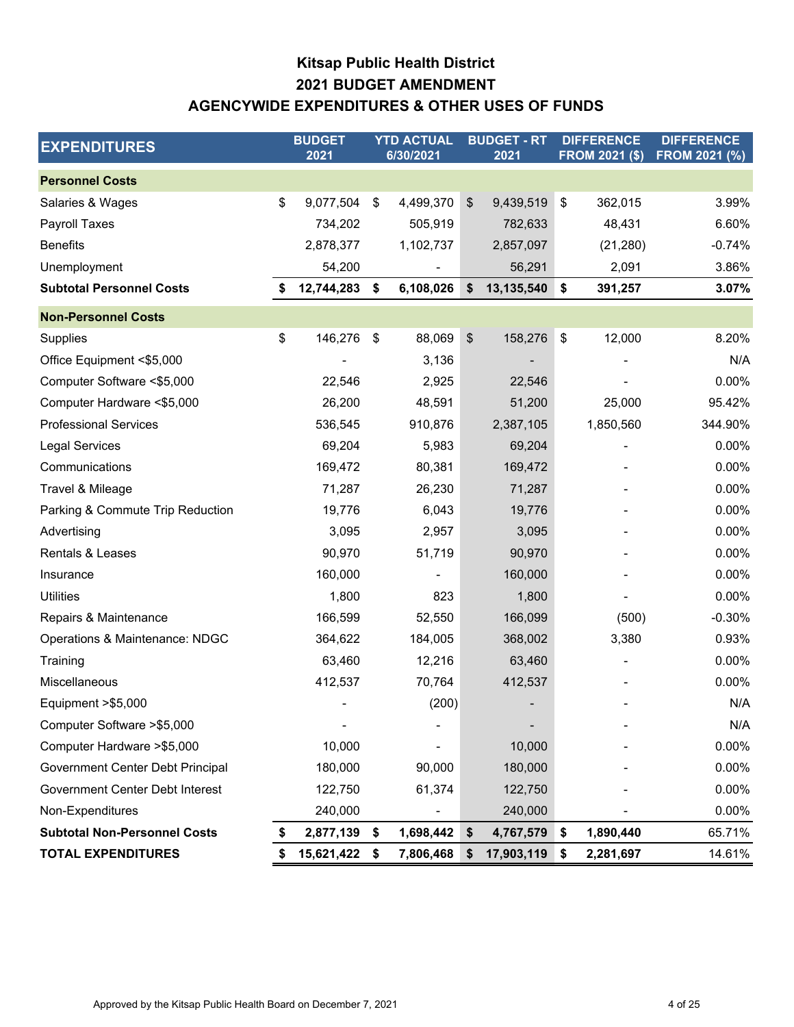# Kitsap Public Health District
## 2021 BUDGET AMENDMENT
## AGENCYWIDE EXPENDITURES & OTHER USES OF FUNDS

| EXPENDITURES | BUDGET 2021 | YTD ACTUAL 6/30/2021 | BUDGET - RT 2021 | DIFFERENCE FROM 2021 ($) | DIFFERENCE FROM 2021 (%) |
|---|---|---|---|---|---|
| **Personnel Costs** | | | | | |
| Salaries & Wages | $ 9,077,504 | $ 4,499,370 | $ 9,439,519 | $ 362,015 | 3.99% |
| Payroll Taxes | 734,202 | 505,919 | 782,633 | 48,431 | 6.60% |
| Benefits | 2,878,377 | 1,102,737 | 2,857,097 | (21,280) | -0.74% |
| Unemployment | 54,200 | - | 56,291 | 2,091 | 3.86% |
| **Subtotal Personnel Costs** | **$ 12,744,283** | **$ 6,108,026** | **$ 13,135,540** | **$ 391,257** | **3.07%** |
| **Non-Personnel Costs** | | | | | |
| Supplies | $ 146,276 | $ 88,069 | $ 158,276 | $ 12,000 | 8.20% |
| Office Equipment <$5,000 | - | 3,136 | - | - | N/A |
| Computer Software <$5,000 | 22,546 | 2,925 | 22,546 | - | 0.00% |
| Computer Hardware <$5,000 | 26,200 | 48,591 | 51,200 | 25,000 | 95.42% |
| Professional Services | 536,545 | 910,876 | 2,387,105 | 1,850,560 | 344.90% |
| Legal Services | 69,204 | 5,983 | 69,204 | - | 0.00% |
| Communications | 169,472 | 80,381 | 169,472 | - | 0.00% |
| Travel & Mileage | 71,287 | 26,230 | 71,287 | - | 0.00% |
| Parking & Commute Trip Reduction | 19,776 | 6,043 | 19,776 | - | 0.00% |
| Advertising | 3,095 | 2,957 | 3,095 | - | 0.00% |
| Rentals & Leases | 90,970 | 51,719 | 90,970 | - | 0.00% |
| Insurance | 160,000 | - | 160,000 | - | 0.00% |
| Utilities | 1,800 | 823 | 1,800 | - | 0.00% |
| Repairs & Maintenance | 166,599 | 52,550 | 166,099 | (500) | -0.30% |
| Operations & Maintenance: NDGC | 364,622 | 184,005 | 368,002 | 3,380 | 0.93% |
| Training | 63,460 | 12,216 | 63,460 | - | 0.00% |
| Miscellaneous | 412,537 | 70,764 | 412,537 | - | 0.00% |
| Equipment >$5,000 | - | (200) | - | - | N/A |
| Computer Software >$5,000 | - | - | - | - | N/A |
| Computer Hardware >$5,000 | 10,000 | - | 10,000 | - | 0.00% |
| Government Center Debt Principal | 180,000 | 90,000 | 180,000 | - | 0.00% |
| Government Center Debt Interest | 122,750 | 61,374 | 122,750 | - | 0.00% |
| Non-Expenditures | 240,000 | - | 240,000 | - | 0.00% |
| **Subtotal Non-Personnel Costs** | **$ 2,877,139** | **$ 1,698,442** | **$ 4,767,579** | **$ 1,890,440** | 65.71% |
| **TOTAL EXPENDITURES** | **$ 15,621,422** | **$ 7,806,468** | **$ 17,903,119** | **$ 2,281,697** | 14.61% |

Approved by the Kitsap Public Health Board on December 7, 2021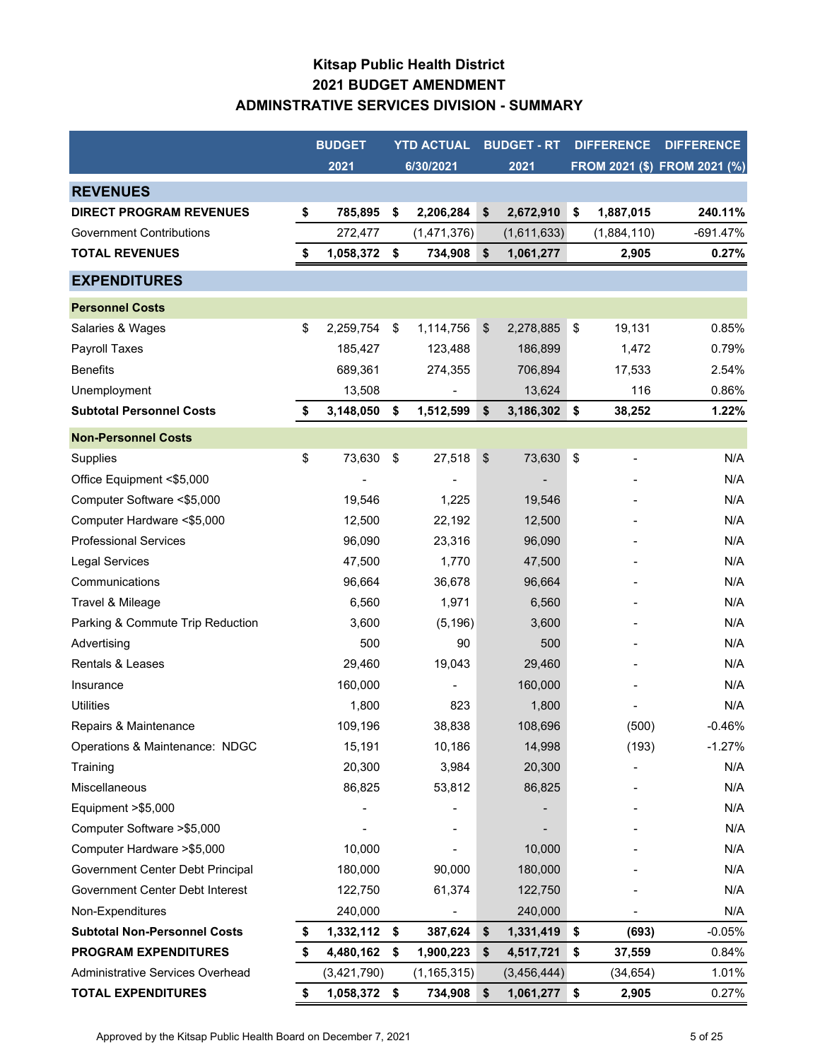# Kitsap Public Health District
## 2021 BUDGET AMENDMENT
## ADMINSTRATIVE SERVICES DIVISION - SUMMARY

| | BUDGET 2021 | YTD ACTUAL 6/30/2021 | BUDGET - RT 2021 | DIFFERENCE FROM 2021 ($) | DIFFERENCE FROM 2021 (%) |
|---|---|---|---|---|---|
| **REVENUES** | | | | | |
| **DIRECT PROGRAM REVENUES** | **$ 785,895** | **$ 2,206,284** | **$ 2,672,910** | **$ 1,887,015** | **240.11%** |
| Government Contributions | 272,477 | (1,471,376) | (1,611,633) | (1,884,110) | -691.47% |
| **TOTAL REVENUES** | **$ 1,058,372** | **$ 734,908** | **$ 1,061,277** | **2,905** | **0.27%** |
| **EXPENDITURES** | | | | | |
| **Personnel Costs** | | | | | |
| Salaries & Wages | $ 2,259,754 | $ 1,114,756 | $ 2,278,885 | $ 19,131 | 0.85% |
| Payroll Taxes | 185,427 | 123,488 | 186,899 | 1,472 | 0.79% |
| Benefits | 689,361 | 274,355 | 706,894 | 17,533 | 2.54% |
| Unemployment | 13,508 | - | 13,624 | 116 | 0.86% |
| **Subtotal Personnel Costs** | **$ 3,148,050** | **$ 1,512,599** | **$ 3,186,302** | **$ 38,252** | **1.22%** |
| **Non-Personnel Costs** | | | | | |
| Supplies | $ 73,630 | $ 27,518 | $ 73,630 | $ - | N/A |
| Office Equipment <$5,000 | - | - | - | - | N/A |
| Computer Software <$5,000 | 19,546 | 1,225 | 19,546 | - | N/A |
| Computer Hardware <$5,000 | 12,500 | 22,192 | 12,500 | - | N/A |
| Professional Services | 96,090 | 23,316 | 96,090 | - | N/A |
| Legal Services | 47,500 | 1,770 | 47,500 | - | N/A |
| Communications | 96,664 | 36,678 | 96,664 | - | N/A |
| Travel & Mileage | 6,560 | 1,971 | 6,560 | - | N/A |
| Parking & Commute Trip Reduction | 3,600 | (5,196) | 3,600 | - | N/A |
| Advertising | 500 | 90 | 500 | - | N/A |
| Rentals & Leases | 29,460 | 19,043 | 29,460 | - | N/A |
| Insurance | 160,000 | - | 160,000 | - | N/A |
| Utilities | 1,800 | 823 | 1,800 | - | N/A |
| Repairs & Maintenance | 109,196 | 38,838 | 108,696 | (500) | -0.46% |
| Operations & Maintenance: NDGC | 15,191 | 10,186 | 14,998 | (193) | -1.27% |
| Training | 20,300 | 3,984 | 20,300 | - | N/A |
| Miscellaneous | 86,825 | 53,812 | 86,825 | - | N/A |
| Equipment >$5,000 | - | - | - | - | N/A |
| Computer Software >$5,000 | - | - | - | - | N/A |
| Computer Hardware >$5,000 | 10,000 | - | 10,000 | - | N/A |
| Government Center Debt Principal | 180,000 | 90,000 | 180,000 | - | N/A |
| Government Center Debt Interest | 122,750 | 61,374 | 122,750 | - | N/A |
| Non-Expenditures | 240,000 | - | 240,000 | - | N/A |
| **Subtotal Non-Personnel Costs** | **$ 1,332,112** | **$ 387,624** | **$ 1,331,419** | **$ (693)** | -0.05% |
| **PROGRAM EXPENDITURES** | **$ 4,480,162** | **$ 1,900,223** | **$ 4,517,721** | **$ 37,559** | 0.84% |
| Administrative Services Overhead | (3,421,790) | (1,165,315) | (3,456,444) | (34,654) | 1.01% |
| **TOTAL EXPENDITURES** | **$ 1,058,372** | **$ 734,908** | **$ 1,061,277** | **$ 2,905** | 0.27% |

Approved by the Kitsap Public Health Board on December 7, 2021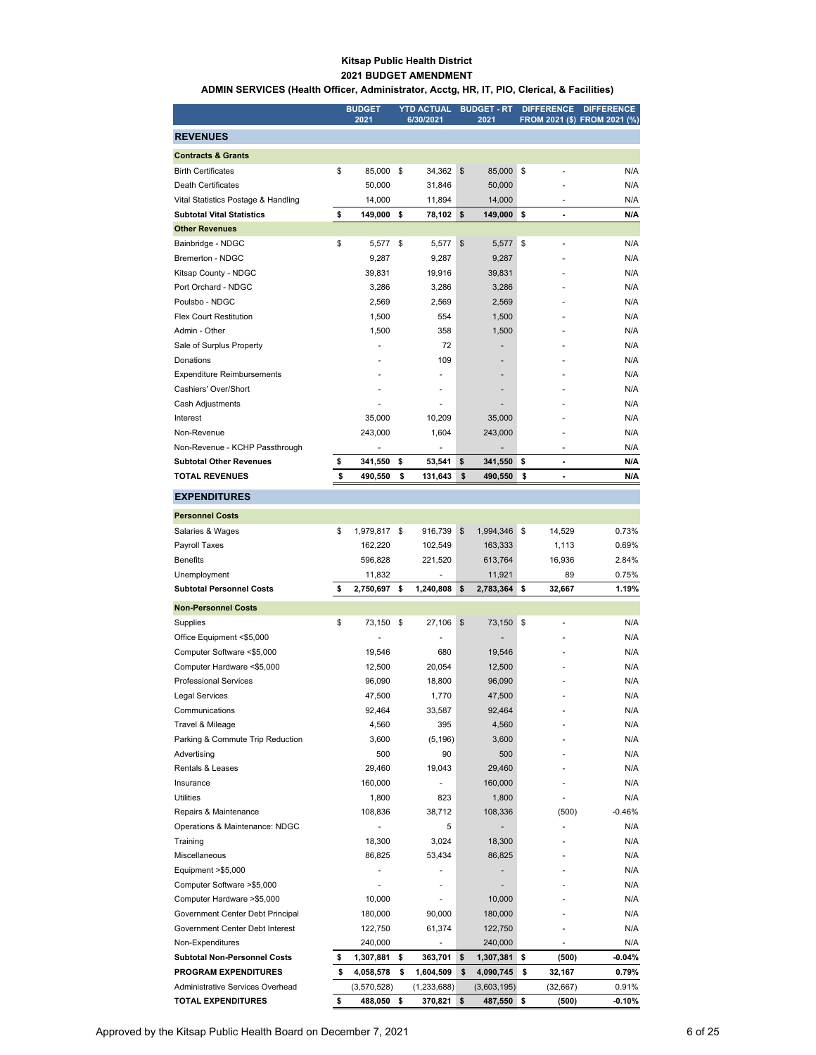# Kitsap Public Health District

## 2021 BUDGET AMENDMENT

### ADMIN SERVICES (Health Officer, Administrator, Acctg, HR, IT, PIO, Clerical, & Facilities)

| | BUDGET 2021 | YTD ACTUAL 6/30/2021 | BUDGET - RT 2021 | DIFFERENCE FROM 2021 ($) | DIFFERENCE FROM 2021 (%) |
|---|---|---|---|---|---|
| **REVENUES** | | | | | |
| **Contracts & Grants** | | | | | |
| Birth Certificates | $ 85,000 | $ 34,362 | $ 85,000 | $ - | N/A |
| Death Certificates | 50,000 | 31,846 | 50,000 | - | N/A |
| Vital Statistics Postage & Handling | 14,000 | 11,894 | 14,000 | - | N/A |
| **Subtotal Vital Statistics** | **$ 149,000** | **$ 78,102** | **$ 149,000** | **$ -** | **N/A** |
| **Other Revenues** | | | | | |
| Bainbridge - NDGC | $ 5,577 | $ 5,577 | $ 5,577 | $ - | N/A |
| Bremerton - NDGC | 9,287 | 9,287 | 9,287 | - | N/A |
| Kitsap County - NDGC | 39,831 | 19,916 | 39,831 | - | N/A |
| Port Orchard - NDGC | 3,286 | 3,286 | 3,286 | - | N/A |
| Poulsbo - NDGC | 2,569 | 2,569 | 2,569 | - | N/A |
| Flex Court Restitution | 1,500 | 554 | 1,500 | - | N/A |
| Admin - Other | 1,500 | 358 | 1,500 | - | N/A |
| Sale of Surplus Property | - | 72 | - | - | N/A |
| Donations | - | 109 | - | - | N/A |
| Expenditure Reimbursements | - | - | - | - | N/A |
| Cashiers' Over/Short | - | - | - | - | N/A |
| Cash Adjustments | - | - | - | - | N/A |
| Interest | 35,000 | 10,209 | 35,000 | - | N/A |
| Non-Revenue | 243,000 | 1,604 | 243,000 | - | N/A |
| Non-Revenue - KCHP Passthrough | - | - | - | - | N/A |
| **Subtotal Other Revenues** | **$ 341,550** | **$ 53,541** | **$ 341,550** | **$ -** | **N/A** |
| **TOTAL REVENUES** | **$ 490,550** | **$ 131,643** | **$ 490,550** | **$ -** | **N/A** |
| **EXPENDITURES** | | | | | |
| **Personnel Costs** | | | | | |
| Salaries & Wages | $ 1,979,817 | $ 916,739 | $ 1,994,346 | $ 14,529 | 0.73% |
| Payroll Taxes | 162,220 | 102,549 | 163,333 | 1,113 | 0.69% |
| Benefits | 596,828 | 221,520 | 613,764 | 16,936 | 2.84% |
| Unemployment | 11,832 | - | 11,921 | 89 | 0.75% |
| **Subtotal Personnel Costs** | **$ 2,750,697** | **$ 1,240,808** | **$ 2,783,364** | **$ 32,667** | **1.19%** |
| **Non-Personnel Costs** | | | | | |
| Supplies | $ 73,150 | $ 27,106 | $ 73,150 | $ - | N/A |
| Office Equipment <$5,000 | - | - | - | - | N/A |
| Computer Software <$5,000 | 19,546 | 680 | 19,546 | - | N/A |
| Computer Hardware <$5,000 | 12,500 | 20,054 | 12,500 | - | N/A |
| Professional Services | 96,090 | 18,800 | 96,090 | - | N/A |
| Legal Services | 47,500 | 1,770 | 47,500 | - | N/A |
| Communications | 92,464 | 33,587 | 92,464 | - | N/A |
| Travel & Mileage | 4,560 | 395 | 4,560 | - | N/A |
| Parking & Commute Trip Reduction | 3,600 | (5,196) | 3,600 | - | N/A |
| Advertising | 500 | 90 | 500 | - | N/A |
| Rentals & Leases | 29,460 | 19,043 | 29,460 | - | N/A |
| Insurance | 160,000 | - | 160,000 | - | N/A |
| Utilities | 1,800 | 823 | 1,800 | - | N/A |
| Repairs & Maintenance | 108,836 | 38,712 | 108,336 | (500) | -0.46% |
| Operations & Maintenance: NDGC | - | 5 | - | - | N/A |
| Training | 18,300 | 3,024 | 18,300 | - | N/A |
| Miscellaneous | 86,825 | 53,434 | 86,825 | - | N/A |
| Equipment >$5,000 | - | - | - | - | N/A |
| Computer Software >$5,000 | - | - | - | - | N/A |
| Computer Hardware >$5,000 | 10,000 | - | 10,000 | - | N/A |
| Government Center Debt Principal | 180,000 | 90,000 | 180,000 | - | N/A |
| Government Center Debt Interest | 122,750 | 61,374 | 122,750 | - | N/A |
| Non-Expenditures | 240,000 | - | 240,000 | - | N/A |
| **Subtotal Non-Personnel Costs** | **$ 1,307,881** | **$ 363,701** | **$ 1,307,381** | **$ (500)** | **-0.04%** |
| **PROGRAM EXPENDITURES** | **$ 4,058,578** | **$ 1,604,509** | **$ 4,090,745** | **$ 32,167** | **0.79%** |
| Administrative Services Overhead | (3,570,528) | (1,233,688) | (3,603,195) | (32,667) | 0.91% |
| **TOTAL EXPENDITURES** | **$ 488,050** | **$ 370,821** | **$ 487,550** | **$ (500)** | **-0.10%** |

Approved by the Kitsap Public Health Board on December 7, 2021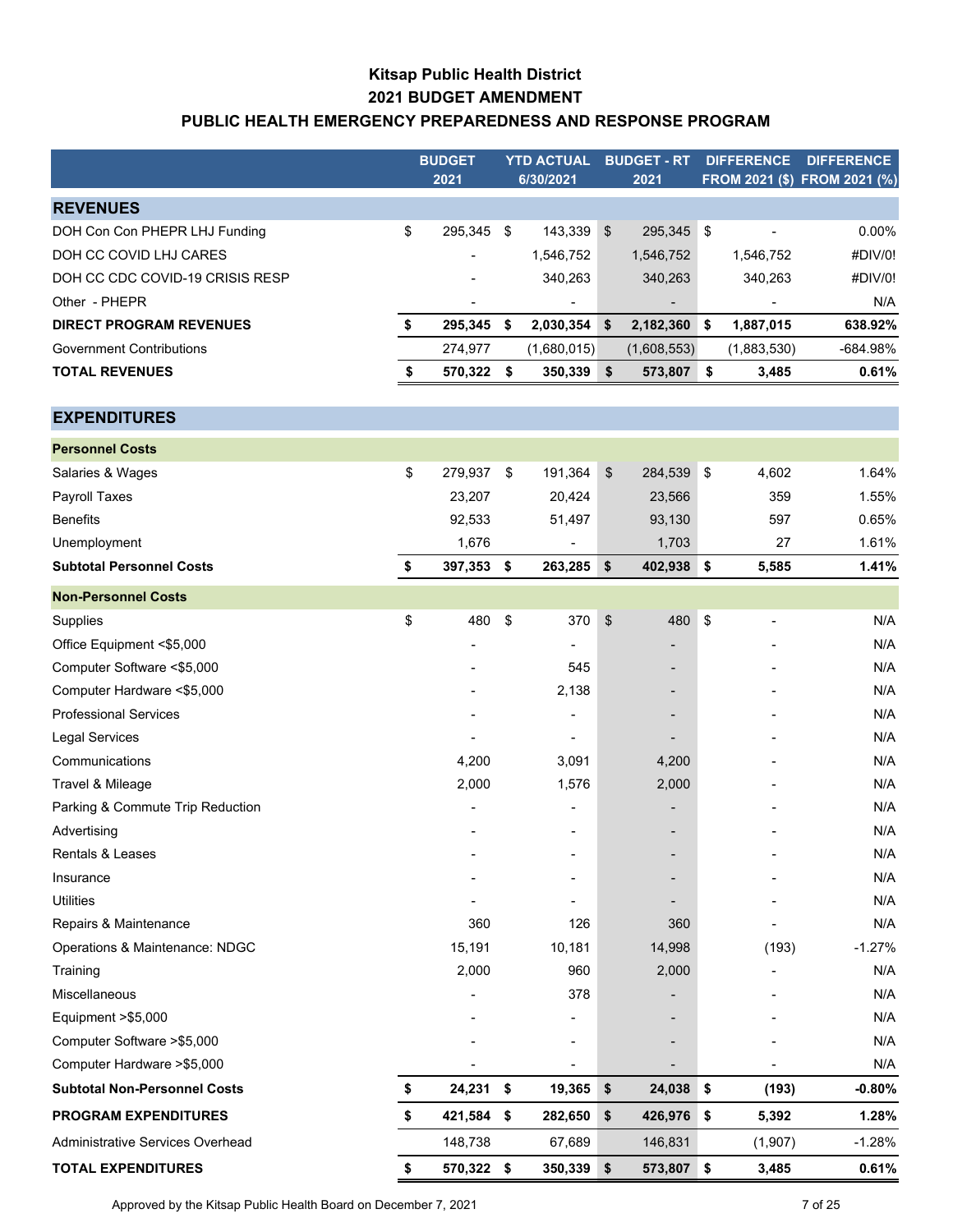# Kitsap Public Health District
## 2021 BUDGET AMENDMENT
## PUBLIC HEALTH EMERGENCY PREPAREDNESS AND RESPONSE PROGRAM

| | BUDGET 2021 | YTD ACTUAL 6/30/2021 | BUDGET - RT 2021 | DIFFERENCE FROM 2021 ($) | DIFFERENCE FROM 2021 (%) |
|---|---|---|---|---|---|
| **REVENUES** | | | | | |
| DOH Con Con PHEPR LHJ Funding | $ 295,345 | $ 143,339 | $ 295,345 | $ - | 0.00% |
| DOH CC COVID LHJ CARES | - | 1,546,752 | 1,546,752 | 1,546,752 | #DIV/0! |
| DOH CC CDC COVID-19 CRISIS RESP | - | 340,263 | 340,263 | 340,263 | #DIV/0! |
| Other - PHEPR | - | - | - | - | N/A |
| **DIRECT PROGRAM REVENUES** | **$ 295,345** | **$ 2,030,354** | **$ 2,182,360** | **$ 1,887,015** | **638.92%** |
| Government Contributions | 274,977 | (1,680,015) | (1,608,553) | (1,883,530) | -684.98% |
| **TOTAL REVENUES** | **$ 570,322** | **$ 350,339** | **$ 573,807** | **$ 3,485** | **0.61%** |
| **EXPENDITURES** | | | | | |
| **Personnel Costs** | | | | | |
| Salaries & Wages | $ 279,937 | $ 191,364 | $ 284,539 | $ 4,602 | 1.64% |
| Payroll Taxes | 23,207 | 20,424 | 23,566 | 359 | 1.55% |
| Benefits | 92,533 | 51,497 | 93,130 | 597 | 0.65% |
| Unemployment | 1,676 | - | 1,703 | 27 | 1.61% |
| **Subtotal Personnel Costs** | **$ 397,353** | **$ 263,285** | **$ 402,938** | **$ 5,585** | **1.41%** |
| **Non-Personnel Costs** | | | | | |
| Supplies | $ 480 | $ 370 | $ 480 | $ - | N/A |
| Office Equipment <$5,000 | - | - | - | - | N/A |
| Computer Software <$5,000 | - | 545 | - | - | N/A |
| Computer Hardware <$5,000 | - | 2,138 | - | - | N/A |
| Professional Services | - | - | - | - | N/A |
| Legal Services | - | - | - | - | N/A |
| Communications | 4,200 | 3,091 | 4,200 | - | N/A |
| Travel & Mileage | 2,000 | 1,576 | 2,000 | - | N/A |
| Parking & Commute Trip Reduction | - | - | - | - | N/A |
| Advertising | - | - | - | - | N/A |
| Rentals & Leases | - | - | - | - | N/A |
| Insurance | - | - | - | - | N/A |
| Utilities | - | - | - | - | N/A |
| Repairs & Maintenance | 360 | 126 | 360 | - | N/A |
| Operations & Maintenance: NDGC | 15,191 | 10,181 | 14,998 | (193) | -1.27% |
| Training | 2,000 | 960 | 2,000 | - | N/A |
| Miscellaneous | - | 378 | - | - | N/A |
| Equipment >$5,000 | - | - | - | - | N/A |
| Computer Software >$5,000 | - | - | - | - | N/A |
| Computer Hardware >$5,000 | - | - | - | - | N/A |
| **Subtotal Non-Personnel Costs** | **$ 24,231** | **$ 19,365** | **$ 24,038** | **$ (193)** | **-0.80%** |
| **PROGRAM EXPENDITURES** | **$ 421,584** | **$ 282,650** | **$ 426,976** | **$ 5,392** | **1.28%** |
| Administrative Services Overhead | 148,738 | 67,689 | 146,831 | (1,907) | -1.28% |
| **TOTAL EXPENDITURES** | **$ 570,322** | **$ 350,339** | **$ 573,807** | **$ 3,485** | **0.61%** |

Approved by the Kitsap Public Health Board on December 7, 2021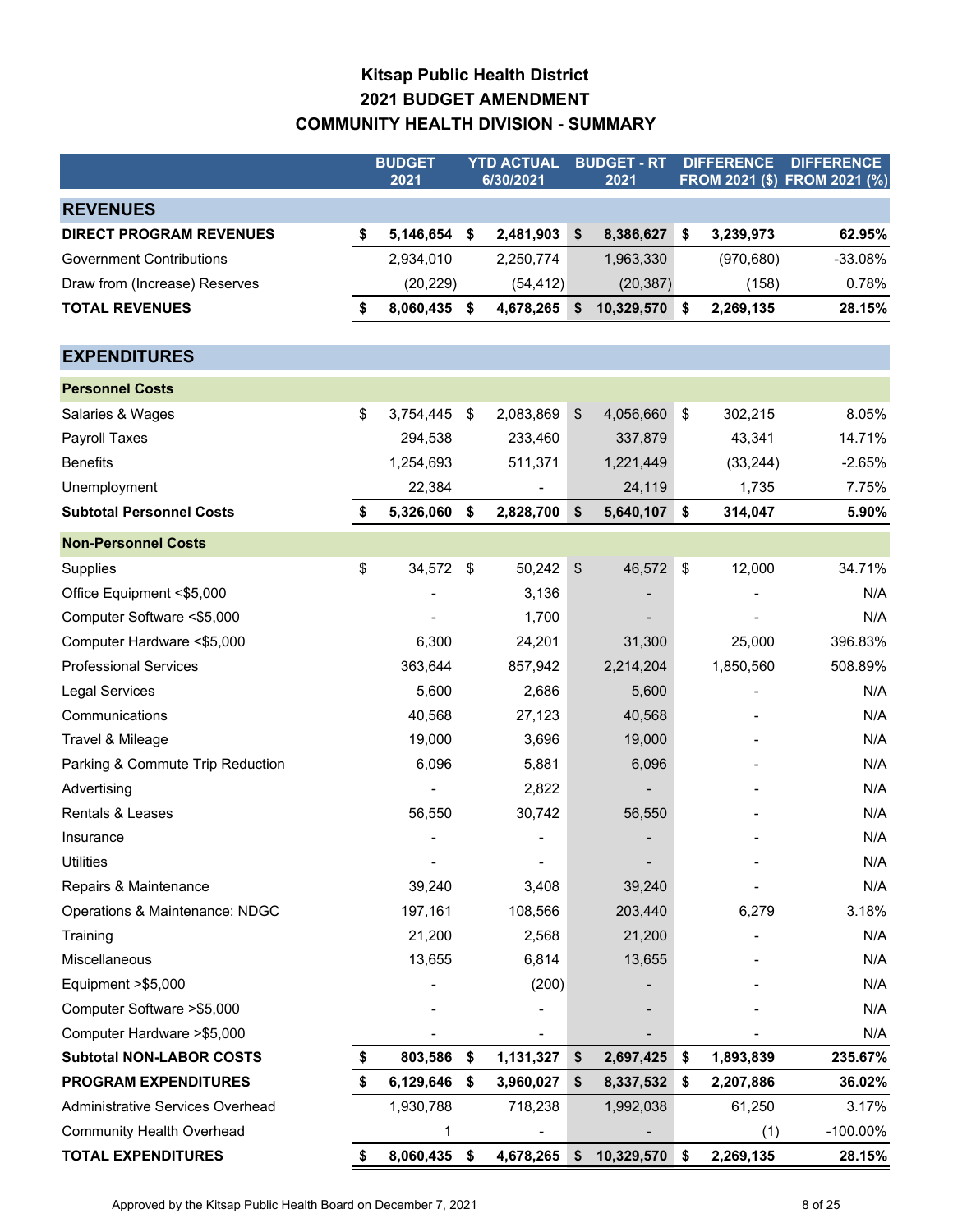# Kitsap Public Health District
## 2021 BUDGET AMENDMENT
## COMMUNITY HEALTH DIVISION - SUMMARY

| | BUDGET 2021 | YTD ACTUAL 6/30/2021 | BUDGET - RT 2021 | DIFFERENCE FROM 2021 ($) | DIFFERENCE FROM 2021 (%) |
|---|---|---|---|---|---|
| **REVENUES** | | | | | |
| **DIRECT PROGRAM REVENUES** | **$ 5,146,654** | **$ 2,481,903** | **$ 8,386,627** | **$ 3,239,973** | **62.95%** |
| Government Contributions | 2,934,010 | 2,250,774 | 1,963,330 | (970,680) | -33.08% |
| Draw from (Increase) Reserves | (20,229) | (54,412) | (20,387) | (158) | 0.78% |
| **TOTAL REVENUES** | **$ 8,060,435** | **$ 4,678,265** | **$ 10,329,570** | **$ 2,269,135** | **28.15%** |
| **EXPENDITURES** | | | | | |
| **Personnel Costs** | | | | | |
| Salaries & Wages | $ 3,754,445 | $ 2,083,869 | $ 4,056,660 | $ 302,215 | 8.05% |
| Payroll Taxes | 294,538 | 233,460 | 337,879 | 43,341 | 14.71% |
| Benefits | 1,254,693 | 511,371 | 1,221,449 | (33,244) | -2.65% |
| Unemployment | 22,384 | - | 24,119 | 1,735 | 7.75% |
| **Subtotal Personnel Costs** | **$ 5,326,060** | **$ 2,828,700** | **$ 5,640,107** | **$ 314,047** | **5.90%** |
| **Non-Personnel Costs** | | | | | |
| Supplies | $ 34,572 | $ 50,242 | $ 46,572 | $ 12,000 | 34.71% |
| Office Equipment <$5,000 | - | 3,136 | - | - | N/A |
| Computer Software <$5,000 | - | 1,700 | - | - | N/A |
| Computer Hardware <$5,000 | 6,300 | 24,201 | 31,300 | 25,000 | 396.83% |
| Professional Services | 363,644 | 857,942 | 2,214,204 | 1,850,560 | 508.89% |
| Legal Services | 5,600 | 2,686 | 5,600 | - | N/A |
| Communications | 40,568 | 27,123 | 40,568 | - | N/A |
| Travel & Mileage | 19,000 | 3,696 | 19,000 | - | N/A |
| Parking & Commute Trip Reduction | 6,096 | 5,881 | 6,096 | - | N/A |
| Advertising | - | 2,822 | - | - | N/A |
| Rentals & Leases | 56,550 | 30,742 | 56,550 | - | N/A |
| Insurance | - | - | - | - | N/A |
| Utilities | - | - | - | - | N/A |
| Repairs & Maintenance | 39,240 | 3,408 | 39,240 | - | N/A |
| Operations & Maintenance: NDGC | 197,161 | 108,566 | 203,440 | 6,279 | 3.18% |
| Training | 21,200 | 2,568 | 21,200 | - | N/A |
| Miscellaneous | 13,655 | 6,814 | 13,655 | - | N/A |
| Equipment >$5,000 | - | (200) | - | - | N/A |
| Computer Software >$5,000 | - | - | - | - | N/A |
| Computer Hardware >$5,000 | - | - | - | - | N/A |
| **Subtotal NON-LABOR COSTS** | **$ 803,586** | **$ 1,131,327** | **$ 2,697,425** | **$ 1,893,839** | **235.67%** |
| **PROGRAM EXPENDITURES** | **$ 6,129,646** | **$ 3,960,027** | **$ 8,337,532** | **$ 2,207,886** | **36.02%** |
| Administrative Services Overhead | 1,930,788 | 718,238 | 1,992,038 | 61,250 | 3.17% |
| Community Health Overhead | 1 | - | - | (1) | -100.00% |
| **TOTAL EXPENDITURES** | **$ 8,060,435** | **$ 4,678,265** | **$ 10,329,570** | **$ 2,269,135** | **28.15%** |

Approved by the Kitsap Public Health Board on December 7, 2021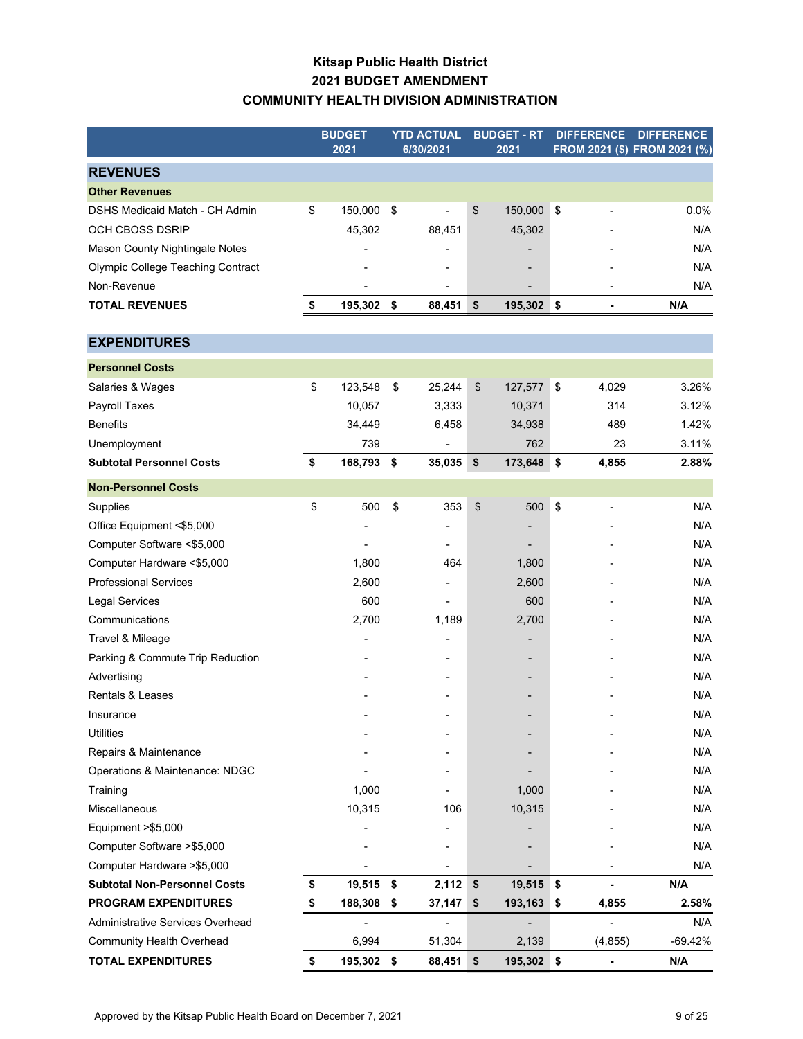# Kitsap Public Health District
## 2021 BUDGET AMENDMENT
## COMMUNITY HEALTH DIVISION ADMINISTRATION

| | BUDGET 2021 | YTD ACTUAL 6/30/2021 | BUDGET - RT 2021 | DIFFERENCE FROM 2021 ($) | DIFFERENCE FROM 2021 (%) |
|---|---|---|---|---|---|
| **REVENUES** | | | | | |
| **Other Revenues** | | | | | |
| DSHS Medicaid Match - CH Admin | $ 150,000 | $ - | $ 150,000 | $ - | 0.0% |
| OCH CBOSS DSRIP | 45,302 | 88,451 | 45,302 | - | N/A |
| Mason County Nightingale Notes | - | - | - | - | N/A |
| Olympic College Teaching Contract | - | - | - | - | N/A |
| Non-Revenue | - | - | - | - | N/A |
| **TOTAL REVENUES** | **$ 195,302** | **$ 88,451** | **$ 195,302** | **$ -** | **N/A** |
| **EXPENDITURES** | | | | | |
| **Personnel Costs** | | | | | |
| Salaries & Wages | $ 123,548 | $ 25,244 | $ 127,577 | $ 4,029 | 3.26% |
| Payroll Taxes | 10,057 | 3,333 | 10,371 | 314 | 3.12% |
| Benefits | 34,449 | 6,458 | 34,938 | 489 | 1.42% |
| Unemployment | 739 | - | 762 | 23 | 3.11% |
| **Subtotal Personnel Costs** | **$ 168,793** | **$ 35,035** | **$ 173,648** | **$ 4,855** | **2.88%** |
| **Non-Personnel Costs** | | | | | |
| Supplies | $ 500 | $ 353 | $ 500 | $ - | N/A |
| Office Equipment <$5,000 | - | - | - | - | N/A |
| Computer Software <$5,000 | - | - | - | - | N/A |
| Computer Hardware <$5,000 | 1,800 | 464 | 1,800 | - | N/A |
| Professional Services | 2,600 | - | 2,600 | - | N/A |
| Legal Services | 600 | - | 600 | - | N/A |
| Communications | 2,700 | 1,189 | 2,700 | - | N/A |
| Travel & Mileage | - | - | - | - | N/A |
| Parking & Commute Trip Reduction | - | - | - | - | N/A |
| Advertising | - | - | - | - | N/A |
| Rentals & Leases | - | - | - | - | N/A |
| Insurance | - | - | - | - | N/A |
| Utilities | - | - | - | - | N/A |
| Repairs & Maintenance | - | - | - | - | N/A |
| Operations & Maintenance: NDGC | - | - | - | - | N/A |
| Training | 1,000 | - | 1,000 | - | N/A |
| Miscellaneous | 10,315 | 106 | 10,315 | - | N/A |
| Equipment >$5,000 | - | - | - | - | N/A |
| Computer Software >$5,000 | - | - | - | - | N/A |
| Computer Hardware >$5,000 | - | - | - | - | N/A |
| **Subtotal Non-Personnel Costs** | **$ 19,515** | **$ 2,112** | **$ 19,515** | **$ -** | **N/A** |
| **PROGRAM EXPENDITURES** | **$ 188,308** | **$ 37,147** | **$ 193,163** | **$ 4,855** | **2.58%** |
| Administrative Services Overhead | - | - | - | - | N/A |
| Community Health Overhead | 6,994 | 51,304 | 2,139 | (4,855) | -69.42% |
| **TOTAL EXPENDITURES** | **$ 195,302** | **$ 88,451** | **$ 195,302** | **$ -** | **N/A** |

Approved by the Kitsap Public Health Board on December 7, 2021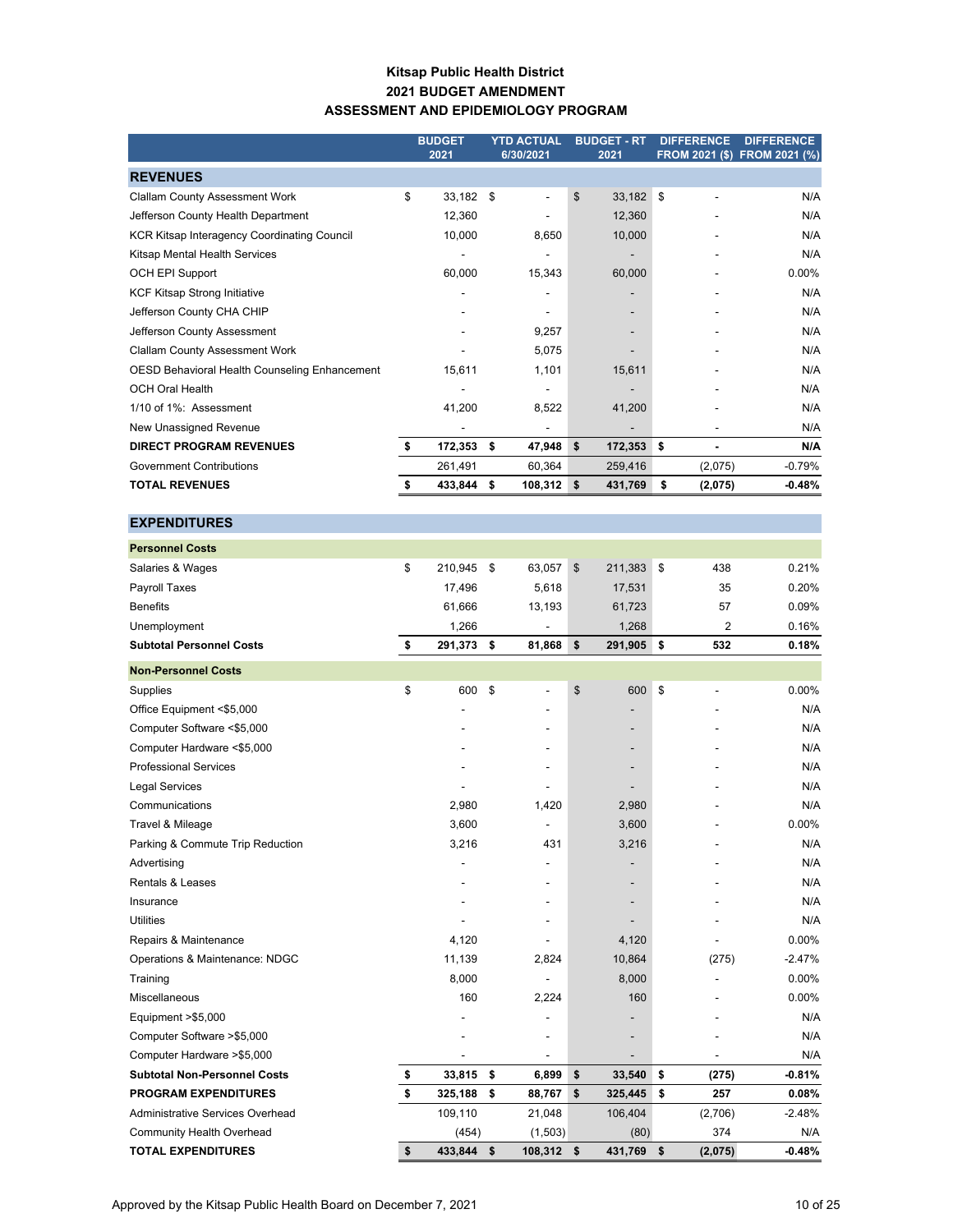# Kitsap Public Health District
## 2021 BUDGET AMENDMENT
## ASSESSMENT AND EPIDEMIOLOGY PROGRAM

| | BUDGET 2021 | YTD ACTUAL 6/30/2021 | BUDGET - RT 2021 | DIFFERENCE FROM 2021 ($) | DIFFERENCE FROM 2021 (%) |
|---|---|---|---|---|---|
| **REVENUES** | | | | | |
| Clallam County Assessment Work | $ 33,182 | $ - | $ 33,182 | $ - | N/A |
| Jefferson County Health Department | 12,360 | - | 12,360 | - | N/A |
| KCR Kitsap Interagency Coordinating Council | 10,000 | 8,650 | 10,000 | - | N/A |
| Kitsap Mental Health Services | - | - | - | - | N/A |
| OCH EPI Support | 60,000 | 15,343 | 60,000 | - | 0.00% |
| KCF Kitsap Strong Initiative | - | - | - | - | N/A |
| Jefferson County CHA CHIP | - | - | - | - | N/A |
| Jefferson County Assessment | - | 9,257 | - | - | N/A |
| Clallam County Assessment Work | - | 5,075 | - | - | N/A |
| OESD Behavioral Health Counseling Enhancement | 15,611 | 1,101 | 15,611 | - | N/A |
| OCH Oral Health | - | - | - | - | N/A |
| 1/10 of 1%: Assessment | 41,200 | 8,522 | 41,200 | - | N/A |
| New Unassigned Revenue | - | - | - | - | N/A |
| **DIRECT PROGRAM REVENUES** | **$ 172,353** | **$ 47,948** | **$ 172,353** | **$ -** | **N/A** |
| Government Contributions | 261,491 | 60,364 | 259,416 | (2,075) | -0.79% |
| **TOTAL REVENUES** | **$ 433,844** | **$ 108,312** | **$ 431,769** | **$ (2,075)** | **-0.48%** |
| **EXPENDITURES** | | | | | |
| **Personnel Costs** | | | | | |
| Salaries & Wages | $ 210,945 | $ 63,057 | $ 211,383 | $ 438 | 0.21% |
| Payroll Taxes | 17,496 | 5,618 | 17,531 | 35 | 0.20% |
| Benefits | 61,666 | 13,193 | 61,723 | 57 | 0.09% |
| Unemployment | 1,266 | - | 1,268 | 2 | 0.16% |
| **Subtotal Personnel Costs** | **$ 291,373** | **$ 81,868** | **$ 291,905** | **$ 532** | **0.18%** |
| **Non-Personnel Costs** | | | | | |
| Supplies | $ 600 | $ - | $ 600 | $ - | 0.00% |
| Office Equipment <$5,000 | - | - | - | - | N/A |
| Computer Software <$5,000 | - | - | - | - | N/A |
| Computer Hardware <$5,000 | - | - | - | - | N/A |
| Professional Services | - | - | - | - | N/A |
| Legal Services | - | - | - | - | N/A |
| Communications | 2,980 | 1,420 | 2,980 | - | N/A |
| Travel & Mileage | 3,600 | - | 3,600 | - | 0.00% |
| Parking & Commute Trip Reduction | 3,216 | 431 | 3,216 | - | N/A |
| Advertising | - | - | - | - | N/A |
| Rentals & Leases | - | - | - | - | N/A |
| Insurance | - | - | - | - | N/A |
| Utilities | - | - | - | - | N/A |
| Repairs & Maintenance | 4,120 | - | 4,120 | - | 0.00% |
| Operations & Maintenance: NDGC | 11,139 | 2,824 | 10,864 | (275) | -2.47% |
| Training | 8,000 | - | 8,000 | - | 0.00% |
| Miscellaneous | 160 | 2,224 | 160 | - | 0.00% |
| Equipment >$5,000 | - | - | - | - | N/A |
| Computer Software >$5,000 | - | - | - | - | N/A |
| Computer Hardware >$5,000 | - | - | - | - | N/A |
| **Subtotal Non-Personnel Costs** | **$ 33,815** | **$ 6,899** | **$ 33,540** | **$ (275)** | **-0.81%** |
| **PROGRAM EXPENDITURES** | **$ 325,188** | **$ 88,767** | **$ 325,445** | **$ 257** | **0.08%** |
| Administrative Services Overhead | 109,110 | 21,048 | 106,404 | (2,706) | -2.48% |
| Community Health Overhead | (454) | (1,503) | (80) | 374 | N/A |
| **TOTAL EXPENDITURES** | **$ 433,844** | **$ 108,312** | **$ 431,769** | **$ (2,075)** | **-0.48%** |

Approved by the Kitsap Public Health Board on December 7, 2021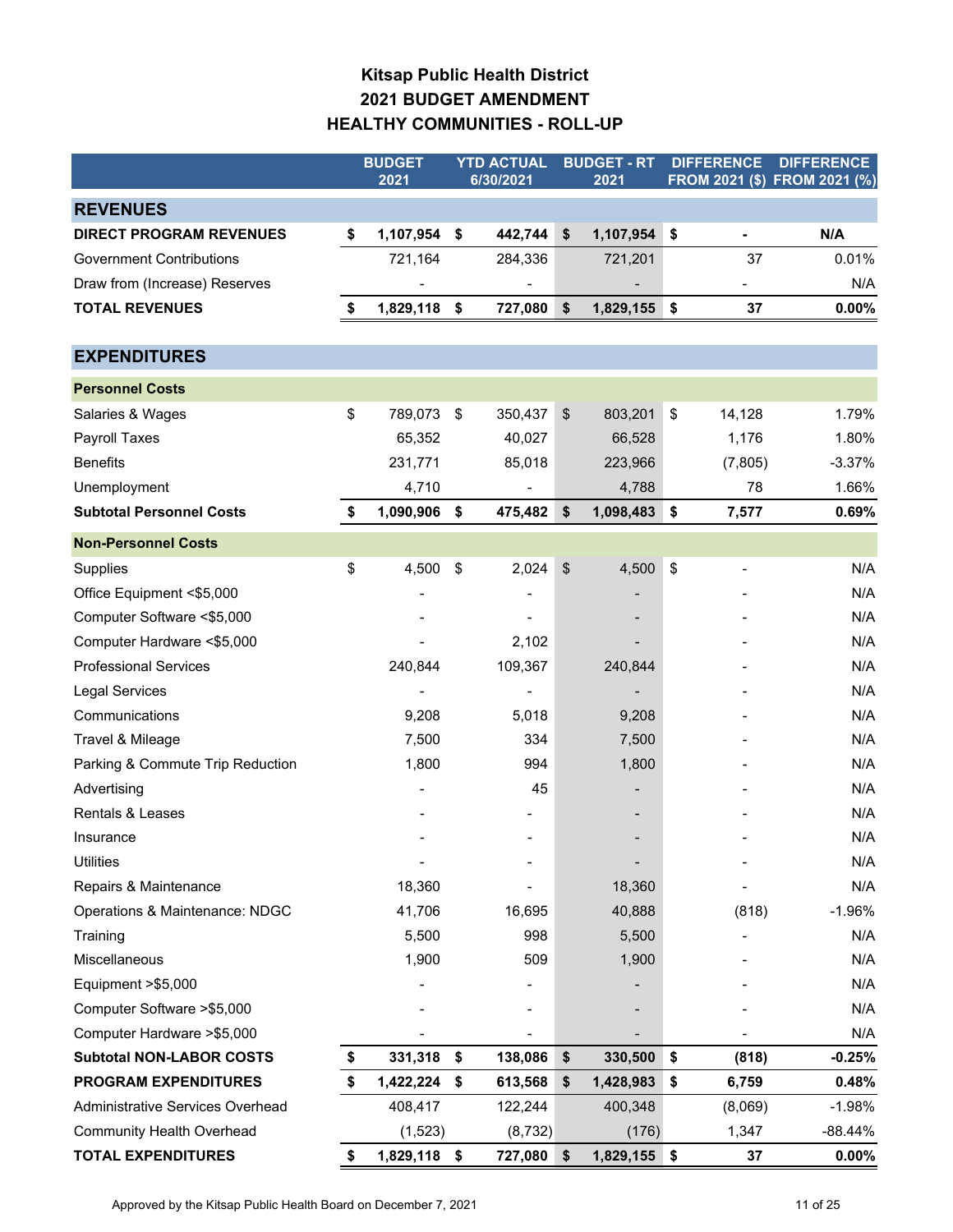# Kitsap Public Health District
## 2021 BUDGET AMENDMENT
## HEALTHY COMMUNITIES - ROLL-UP

| | BUDGET 2021 | YTD ACTUAL 6/30/2021 | BUDGET - RT 2021 | DIFFERENCE FROM 2021 ($) | DIFFERENCE FROM 2021 (%) |
|---|---|---|---|---|---|
| **REVENUES** | | | | | |
| **DIRECT PROGRAM REVENUES** | **$ 1,107,954** | **$ 442,744** | **$ 1,107,954** | **$ -** | **N/A** |
| Government Contributions | 721,164 | 284,336 | 721,201 | 37 | 0.01% |
| Draw from (Increase) Reserves | - | - | - | - | N/A |
| **TOTAL REVENUES** | **$ 1,829,118** | **$ 727,080** | **$ 1,829,155** | **$ 37** | **0.00%** |
| **EXPENDITURES** | | | | | |
| **Personnel Costs** | | | | | |
| Salaries & Wages | $ 789,073 | $ 350,437 | $ 803,201 | $ 14,128 | 1.79% |
| Payroll Taxes | 65,352 | 40,027 | 66,528 | 1,176 | 1.80% |
| Benefits | 231,771 | 85,018 | 223,966 | (7,805) | -3.37% |
| Unemployment | 4,710 | - | 4,788 | 78 | 1.66% |
| **Subtotal Personnel Costs** | **$ 1,090,906** | **$ 475,482** | **$ 1,098,483** | **$ 7,577** | **0.69%** |
| **Non-Personnel Costs** | | | | | |
| Supplies | $ 4,500 | $ 2,024 | $ 4,500 | $ - | N/A |
| Office Equipment <$5,000 | - | - | - | - | N/A |
| Computer Software <$5,000 | - | - | - | - | N/A |
| Computer Hardware <$5,000 | - | 2,102 | - | - | N/A |
| Professional Services | 240,844 | 109,367 | 240,844 | - | N/A |
| Legal Services | - | - | - | - | N/A |
| Communications | 9,208 | 5,018 | 9,208 | - | N/A |
| Travel & Mileage | 7,500 | 334 | 7,500 | - | N/A |
| Parking & Commute Trip Reduction | 1,800 | 994 | 1,800 | - | N/A |
| Advertising | - | 45 | - | - | N/A |
| Rentals & Leases | - | - | - | - | N/A |
| Insurance | - | - | - | - | N/A |
| Utilities | - | - | - | - | N/A |
| Repairs & Maintenance | 18,360 | - | 18,360 | - | N/A |
| Operations & Maintenance: NDGC | 41,706 | 16,695 | 40,888 | (818) | -1.96% |
| Training | 5,500 | 998 | 5,500 | - | N/A |
| Miscellaneous | 1,900 | 509 | 1,900 | - | N/A |
| Equipment >$5,000 | - | - | - | - | N/A |
| Computer Software >$5,000 | - | - | - | - | N/A |
| Computer Hardware >$5,000 | - | - | - | - | N/A |
| **Subtotal NON-LABOR COSTS** | **$ 331,318** | **$ 138,086** | **$ 330,500** | **$ (818)** | **-0.25%** |
| **PROGRAM EXPENDITURES** | **$ 1,422,224** | **$ 613,568** | **$ 1,428,983** | **$ 6,759** | **0.48%** |
| Administrative Services Overhead | 408,417 | 122,244 | 400,348 | (8,069) | -1.98% |
| Community Health Overhead | (1,523) | (8,732) | (176) | 1,347 | -88.44% |
| **TOTAL EXPENDITURES** | **$ 1,829,118** | **$ 727,080** | **$ 1,829,155** | **$ 37** | **0.00%** |

Approved by the Kitsap Public Health Board on December 7, 2021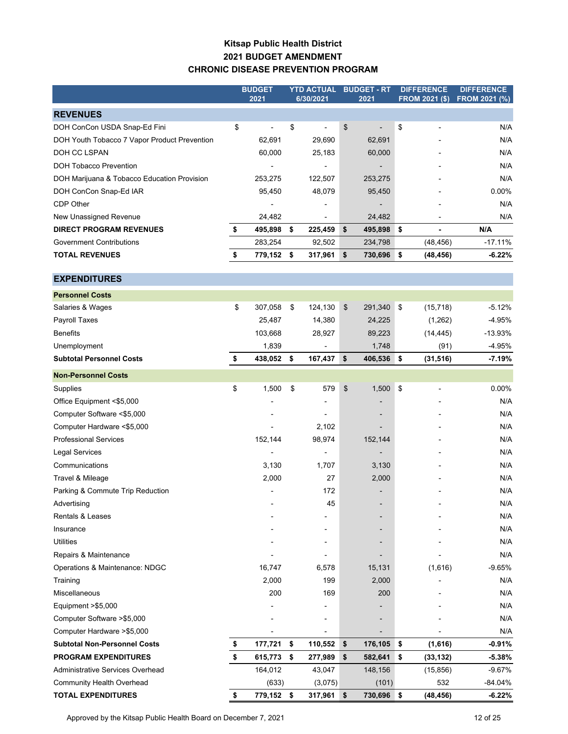# Kitsap Public Health District
## 2021 BUDGET AMENDMENT
## CHRONIC DISEASE PREVENTION PROGRAM

| | BUDGET 2021 | YTD ACTUAL 6/30/2021 | BUDGET - RT 2021 | DIFFERENCE FROM 2021 ($) | DIFFERENCE FROM 2021 (%) |
|---|---|---|---|---|---|
| **REVENUES** | | | | | |
| DOH ConCon USDA Snap-Ed Fini | $ - | $ - | $ - | $ - | N/A |
| DOH Youth Tobacco 7 Vapor Product Prevention | 62,691 | 29,690 | 62,691 | - | N/A |
| DOH CC LSPAN | 60,000 | 25,183 | 60,000 | - | N/A |
| DOH Tobacco Prevention | - | - | - | - | N/A |
| DOH Marijuana & Tobacco Education Provision | 253,275 | 122,507 | 253,275 | - | N/A |
| DOH ConCon Snap-Ed IAR | 95,450 | 48,079 | 95,450 | - | 0.00% |
| CDP Other | - | - | - | - | N/A |
| New Unassigned Revenue | 24,482 | - | 24,482 | - | N/A |
| **DIRECT PROGRAM REVENUES** | **$ 495,898** | **$ 225,459** | **$ 495,898** | **$ -** | **N/A** |
| Government Contributions | 283,254 | 92,502 | 234,798 | (48,456) | -17.11% |
| **TOTAL REVENUES** | **$ 779,152** | **$ 317,961** | **$ 730,696** | **$ (48,456)** | **-6.22%** |
| **EXPENDITURES** | | | | | |
| **Personnel Costs** | | | | | |
| Salaries & Wages | $ 307,058 | $ 124,130 | $ 291,340 | $ (15,718) | -5.12% |
| Payroll Taxes | 25,487 | 14,380 | 24,225 | (1,262) | -4.95% |
| Benefits | 103,668 | 28,927 | 89,223 | (14,445) | -13.93% |
| Unemployment | 1,839 | - | 1,748 | (91) | -4.95% |
| **Subtotal Personnel Costs** | **$ 438,052** | **$ 167,437** | **$ 406,536** | **$ (31,516)** | **-7.19%** |
| **Non-Personnel Costs** | | | | | |
| Supplies | $ 1,500 | $ 579 | $ 1,500 | $ - | 0.00% |
| Office Equipment <$5,000 | - | - | - | - | N/A |
| Computer Software <$5,000 | - | - | - | - | N/A |
| Computer Hardware <$5,000 | - | 2,102 | - | - | N/A |
| Professional Services | 152,144 | 98,974 | 152,144 | - | N/A |
| Legal Services | - | - | - | - | N/A |
| Communications | 3,130 | 1,707 | 3,130 | - | N/A |
| Travel & Mileage | 2,000 | 27 | 2,000 | - | N/A |
| Parking & Commute Trip Reduction | - | 172 | - | - | N/A |
| Advertising | - | 45 | - | - | N/A |
| Rentals & Leases | - | - | - | - | N/A |
| Insurance | - | - | - | - | N/A |
| Utilities | - | - | - | - | N/A |
| Repairs & Maintenance | - | - | - | - | N/A |
| Operations & Maintenance: NDGC | 16,747 | 6,578 | 15,131 | (1,616) | -9.65% |
| Training | 2,000 | 199 | 2,000 | - | N/A |
| Miscellaneous | 200 | 169 | 200 | - | N/A |
| Equipment >$5,000 | - | - | - | - | N/A |
| Computer Software >$5,000 | - | - | - | - | N/A |
| Computer Hardware >$5,000 | - | - | - | - | N/A |
| **Subtotal Non-Personnel Costs** | **$ 177,721** | **$ 110,552** | **$ 176,105** | **$ (1,616)** | **-0.91%** |
| **PROGRAM EXPENDITURES** | **$ 615,773** | **$ 277,989** | **$ 582,641** | **$ (33,132)** | **-5.38%** |
| Administrative Services Overhead | 164,012 | 43,047 | 148,156 | (15,856) | -9.67% |
| Community Health Overhead | (633) | (3,075) | (101) | 532 | -84.04% |
| **TOTAL EXPENDITURES** | **$ 779,152** | **$ 317,961** | **$ 730,696** | **$ (48,456)** | **-6.22%** |

Approved by the Kitsap Public Health Board on December 7, 2021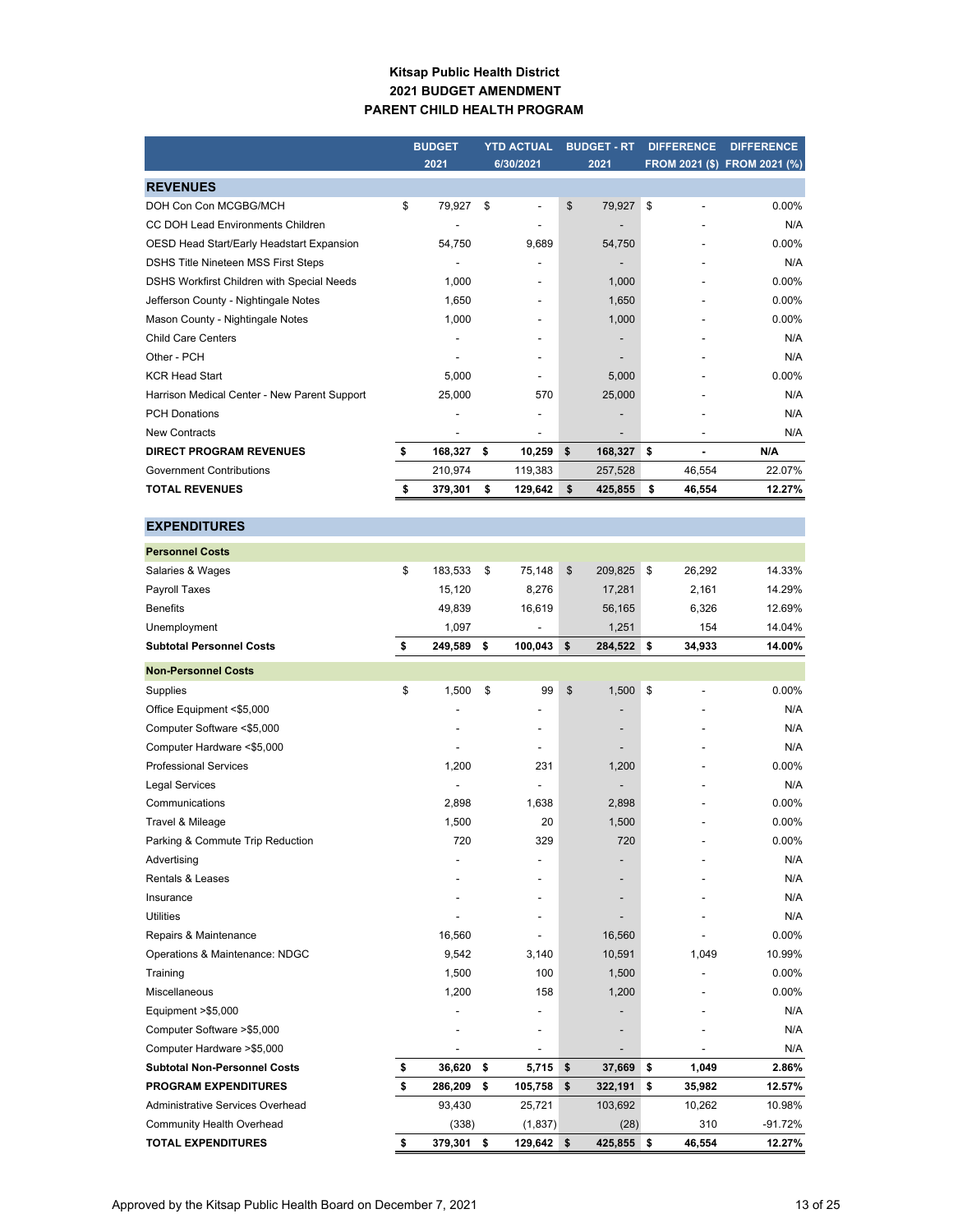# Kitsap Public Health District
## 2021 BUDGET AMENDMENT
## PARENT CHILD HEALTH PROGRAM

| | BUDGET 2021 | YTD ACTUAL 6/30/2021 | BUDGET - RT 2021 | DIFFERENCE FROM 2021 ($) | DIFFERENCE FROM 2021 (%) |
|---|---|---|---|---|---|
| **REVENUES** | | | | | |
| DOH Con Con MCGBG/MCH | $ 79,927 | $ - | $ 79,927 | $ - | 0.00% |
| CC DOH Lead Environments Children | - | - | - | - | N/A |
| OESD Head Start/Early Headstart Expansion | 54,750 | 9,689 | 54,750 | - | 0.00% |
| DSHS Title Nineteen MSS First Steps | - | - | - | - | N/A |
| DSHS Workfirst Children with Special Needs | 1,000 | - | 1,000 | - | 0.00% |
| Jefferson County - Nightingale Notes | 1,650 | - | 1,650 | - | 0.00% |
| Mason County - Nightingale Notes | 1,000 | - | 1,000 | - | 0.00% |
| Child Care Centers | - | - | - | - | N/A |
| Other - PCH | - | - | - | - | N/A |
| KCR Head Start | 5,000 | - | 5,000 | - | 0.00% |
| Harrison Medical Center - New Parent Support | 25,000 | 570 | 25,000 | - | N/A |
| PCH Donations | - | - | - | - | N/A |
| New Contracts | - | - | - | - | N/A |
| **DIRECT PROGRAM REVENUES** | **$ 168,327** | **$ 10,259** | **$ 168,327** | **$ -** | **N/A** |
| Government Contributions | 210,974 | 119,383 | 257,528 | 46,554 | 22.07% |
| **TOTAL REVENUES** | **$ 379,301** | **$ 129,642** | **$ 425,855** | **$ 46,554** | **12.27%** |
| **EXPENDITURES** | | | | | |
| **Personnel Costs** | | | | | |
| Salaries & Wages | $ 183,533 | $ 75,148 | $ 209,825 | $ 26,292 | 14.33% |
| Payroll Taxes | 15,120 | 8,276 | 17,281 | 2,161 | 14.29% |
| Benefits | 49,839 | 16,619 | 56,165 | 6,326 | 12.69% |
| Unemployment | 1,097 | - | 1,251 | 154 | 14.04% |
| **Subtotal Personnel Costs** | **$ 249,589** | **$ 100,043** | **$ 284,522** | **$ 34,933** | **14.00%** |
| **Non-Personnel Costs** | | | | | |
| Supplies | $ 1,500 | $ 99 | $ 1,500 | $ - | 0.00% |
| Office Equipment <$5,000 | - | - | - | - | N/A |
| Computer Software <$5,000 | - | - | - | - | N/A |
| Computer Hardware <$5,000 | - | - | - | - | N/A |
| Professional Services | 1,200 | 231 | 1,200 | - | 0.00% |
| Legal Services | - | - | - | - | N/A |
| Communications | 2,898 | 1,638 | 2,898 | - | 0.00% |
| Travel & Mileage | 1,500 | 20 | 1,500 | - | 0.00% |
| Parking & Commute Trip Reduction | 720 | 329 | 720 | - | 0.00% |
| Advertising | - | - | - | - | N/A |
| Rentals & Leases | - | - | - | - | N/A |
| Insurance | - | - | - | - | N/A |
| Utilities | - | - | - | - | N/A |
| Repairs & Maintenance | 16,560 | - | 16,560 | - | 0.00% |
| Operations & Maintenance: NDGC | 9,542 | 3,140 | 10,591 | 1,049 | 10.99% |
| Training | 1,500 | 100 | 1,500 | - | 0.00% |
| Miscellaneous | 1,200 | 158 | 1,200 | - | 0.00% |
| Equipment >$5,000 | - | - | - | - | N/A |
| Computer Software >$5,000 | - | - | - | - | N/A |
| Computer Hardware >$5,000 | - | - | - | - | N/A |
| **Subtotal Non-Personnel Costs** | **$ 36,620** | **$ 5,715** | **$ 37,669** | **$ 1,049** | **2.86%** |
| **PROGRAM EXPENDITURES** | **$ 286,209** | **$ 105,758** | **$ 322,191** | **$ 35,982** | **12.57%** |
| Administrative Services Overhead | 93,430 | 25,721 | 103,692 | 10,262 | 10.98% |
| Community Health Overhead | (338) | (1,837) | (28) | 310 | -91.72% |
| **TOTAL EXPENDITURES** | **$ 379,301** | **$ 129,642** | **$ 425,855** | **$ 46,554** | **12.27%** |

Approved by the Kitsap Public Health Board on December 7, 2021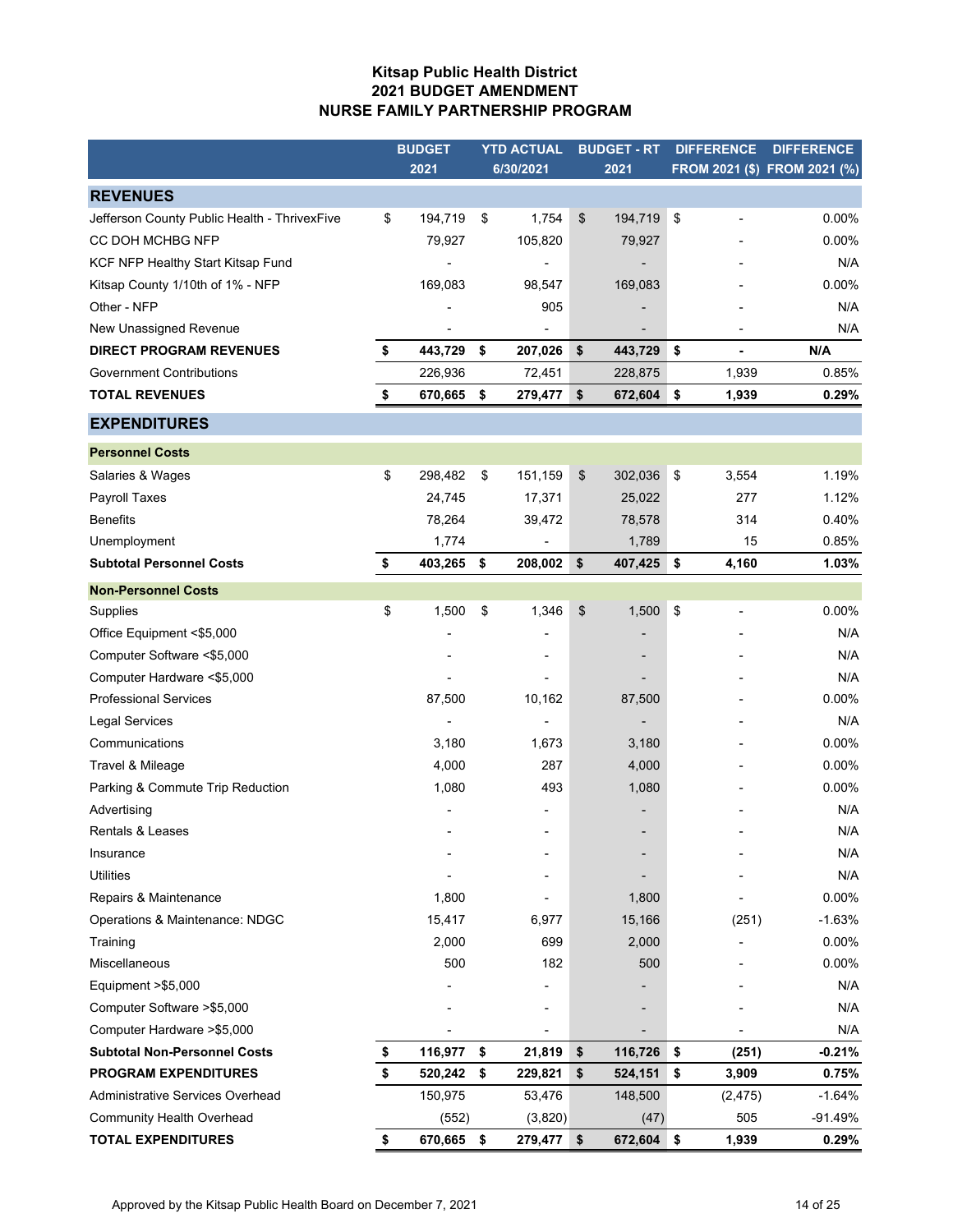# Kitsap Public Health District
## 2021 BUDGET AMENDMENT
## NURSE FAMILY PARTNERSHIP PROGRAM

| | BUDGET 2021 | YTD ACTUAL 6/30/2021 | BUDGET - RT 2021 | DIFFERENCE FROM 2021 ($) | DIFFERENCE FROM 2021 (%) |
|---|---|---|---|---|---|
| **REVENUES** | | | | | |
| Jefferson County Public Health - ThrivexFive | $ 194,719 | $ 1,754 | $ 194,719 | $ - | 0.00% |
| CC DOH MCHBG NFP | 79,927 | 105,820 | 79,927 | - | 0.00% |
| KCF NFP Healthy Start Kitsap Fund | - | - | - | - | N/A |
| Kitsap County 1/10th of 1% - NFP | 169,083 | 98,547 | 169,083 | - | 0.00% |
| Other - NFP | - | 905 | - | - | N/A |
| New Unassigned Revenue | - | - | - | - | N/A |
| **DIRECT PROGRAM REVENUES** | **$ 443,729** | **$ 207,026** | **$ 443,729** | **$ -** | **N/A** |
| Government Contributions | 226,936 | 72,451 | 228,875 | 1,939 | 0.85% |
| **TOTAL REVENUES** | **$ 670,665** | **$ 279,477** | **$ 672,604** | **$ 1,939** | **0.29%** |
| **EXPENDITURES** | | | | | |
| **Personnel Costs** | | | | | |
| Salaries & Wages | $ 298,482 | $ 151,159 | $ 302,036 | $ 3,554 | 1.19% |
| Payroll Taxes | 24,745 | 17,371 | 25,022 | 277 | 1.12% |
| Benefits | 78,264 | 39,472 | 78,578 | 314 | 0.40% |
| Unemployment | 1,774 | - | 1,789 | 15 | 0.85% |
| **Subtotal Personnel Costs** | **$ 403,265** | **$ 208,002** | **$ 407,425** | **$ 4,160** | **1.03%** |
| **Non-Personnel Costs** | | | | | |
| Supplies | $ 1,500 | $ 1,346 | $ 1,500 | $ - | 0.00% |
| Office Equipment <$5,000 | - | - | - | - | N/A |
| Computer Software <$5,000 | - | - | - | - | N/A |
| Computer Hardware <$5,000 | - | - | - | - | N/A |
| Professional Services | 87,500 | 10,162 | 87,500 | - | 0.00% |
| Legal Services | - | - | - | - | N/A |
| Communications | 3,180 | 1,673 | 3,180 | - | 0.00% |
| Travel & Mileage | 4,000 | 287 | 4,000 | - | 0.00% |
| Parking & Commute Trip Reduction | 1,080 | 493 | 1,080 | - | 0.00% |
| Advertising | - | - | - | - | N/A |
| Rentals & Leases | - | - | - | - | N/A |
| Insurance | - | - | - | - | N/A |
| Utilities | - | - | - | - | N/A |
| Repairs & Maintenance | 1,800 | - | 1,800 | - | 0.00% |
| Operations & Maintenance: NDGC | 15,417 | 6,977 | 15,166 | (251) | -1.63% |
| Training | 2,000 | 699 | 2,000 | - | 0.00% |
| Miscellaneous | 500 | 182 | 500 | - | 0.00% |
| Equipment >$5,000 | - | - | - | - | N/A |
| Computer Software >$5,000 | - | - | - | - | N/A |
| Computer Hardware >$5,000 | - | - | - | - | N/A |
| **Subtotal Non-Personnel Costs** | **$ 116,977** | **$ 21,819** | **$ 116,726** | **$ (251)** | **-0.21%** |
| **PROGRAM EXPENDITURES** | **$ 520,242** | **$ 229,821** | **$ 524,151** | **$ 3,909** | **0.75%** |
| Administrative Services Overhead | 150,975 | 53,476 | 148,500 | (2,475) | -1.64% |
| Community Health Overhead | (552) | (3,820) | (47) | 505 | -91.49% |
| **TOTAL EXPENDITURES** | **$ 670,665** | **$ 279,477** | **$ 672,604** | **$ 1,939** | **0.29%** |

Approved by the Kitsap Public Health Board on December 7, 2021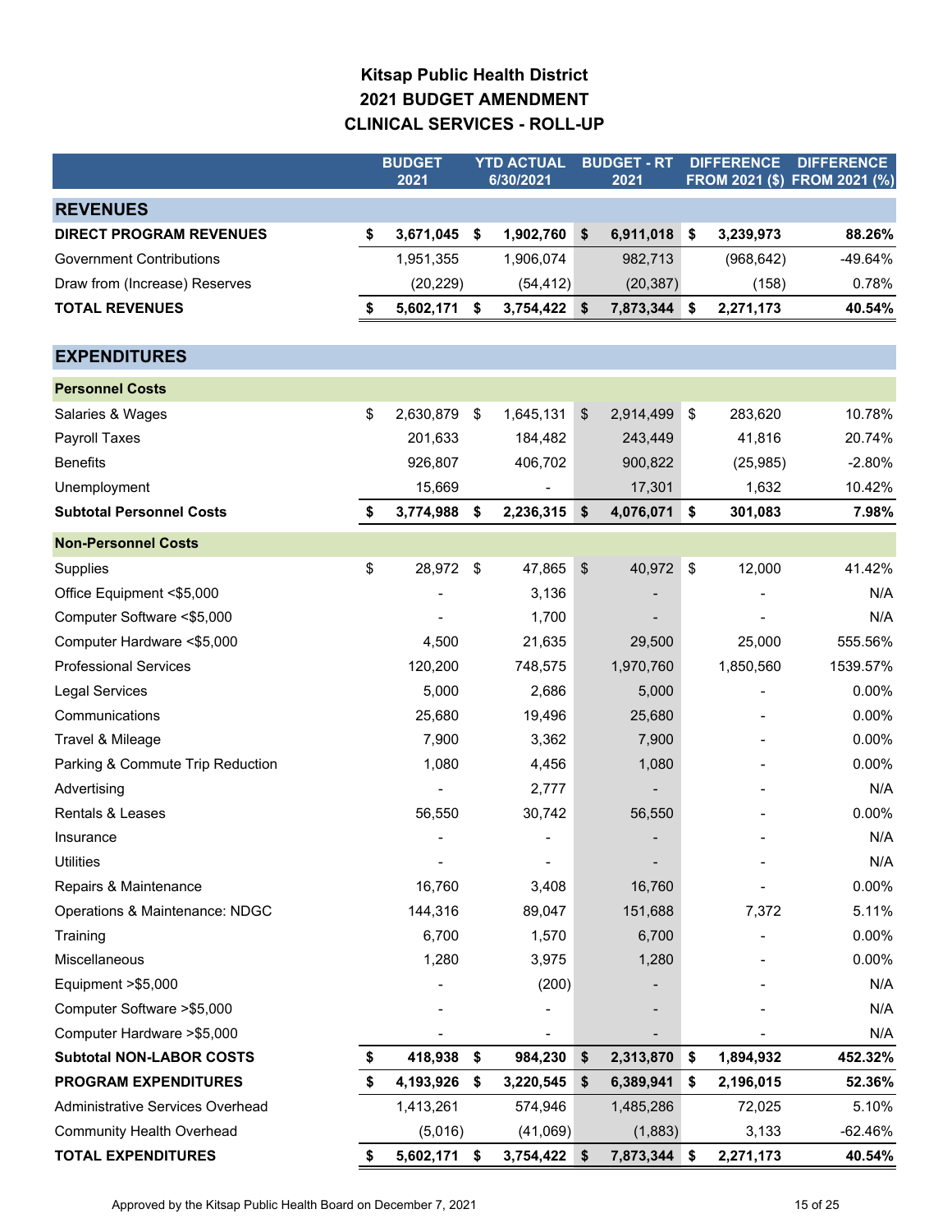# Kitsap Public Health District
## 2021 BUDGET AMENDMENT
## CLINICAL SERVICES - ROLL-UP

| | BUDGET 2021 | YTD ACTUAL 6/30/2021 | BUDGET - RT 2021 | DIFFERENCE FROM 2021 ($) | DIFFERENCE FROM 2021 (%) |
|---|---|---|---|---|---|
| **REVENUES** | | | | | |
| **DIRECT PROGRAM REVENUES** | **$ 3,671,045** | **$ 1,902,760** | **$ 6,911,018** | **$ 3,239,973** | **88.26%** |
| Government Contributions | 1,951,355 | 1,906,074 | 982,713 | (968,642) | -49.64% |
| Draw from (Increase) Reserves | (20,229) | (54,412) | (20,387) | (158) | 0.78% |
| **TOTAL REVENUES** | **$ 5,602,171** | **$ 3,754,422** | **$ 7,873,344** | **$ 2,271,173** | **40.54%** |
| **EXPENDITURES** | | | | | |
| **Personnel Costs** | | | | | |
| Salaries & Wages | $ 2,630,879 | $ 1,645,131 | $ 2,914,499 | $ 283,620 | 10.78% |
| Payroll Taxes | 201,633 | 184,482 | 243,449 | 41,816 | 20.74% |
| Benefits | 926,807 | 406,702 | 900,822 | (25,985) | -2.80% |
| Unemployment | 15,669 | - | 17,301 | 1,632 | 10.42% |
| **Subtotal Personnel Costs** | **$ 3,774,988** | **$ 2,236,315** | **$ 4,076,071** | **$ 301,083** | **7.98%** |
| **Non-Personnel Costs** | | | | | |
| Supplies | $ 28,972 | $ 47,865 | $ 40,972 | $ 12,000 | 41.42% |
| Office Equipment <$5,000 | - | 3,136 | - | - | N/A |
| Computer Software <$5,000 | - | 1,700 | - | - | N/A |
| Computer Hardware <$5,000 | 4,500 | 21,635 | 29,500 | 25,000 | 555.56% |
| Professional Services | 120,200 | 748,575 | 1,970,760 | 1,850,560 | 1539.57% |
| Legal Services | 5,000 | 2,686 | 5,000 | - | 0.00% |
| Communications | 25,680 | 19,496 | 25,680 | - | 0.00% |
| Travel & Mileage | 7,900 | 3,362 | 7,900 | - | 0.00% |
| Parking & Commute Trip Reduction | 1,080 | 4,456 | 1,080 | - | 0.00% |
| Advertising | - | 2,777 | - | - | N/A |
| Rentals & Leases | 56,550 | 30,742 | 56,550 | - | 0.00% |
| Insurance | - | - | - | - | N/A |
| Utilities | - | - | - | - | N/A |
| Repairs & Maintenance | 16,760 | 3,408 | 16,760 | - | 0.00% |
| Operations & Maintenance: NDGC | 144,316 | 89,047 | 151,688 | 7,372 | 5.11% |
| Training | 6,700 | 1,570 | 6,700 | - | 0.00% |
| Miscellaneous | 1,280 | 3,975 | 1,280 | - | 0.00% |
| Equipment >$5,000 | - | (200) | - | - | N/A |
| Computer Software >$5,000 | - | - | - | - | N/A |
| Computer Hardware >$5,000 | - | - | - | - | N/A |
| **Subtotal NON-LABOR COSTS** | **$ 418,938** | **$ 984,230** | **$ 2,313,870** | **$ 1,894,932** | **452.32%** |
| **PROGRAM EXPENDITURES** | **$ 4,193,926** | **$ 3,220,545** | **$ 6,389,941** | **$ 2,196,015** | **52.36%** |
| Administrative Services Overhead | 1,413,261 | 574,946 | 1,485,286 | 72,025 | 5.10% |
| Community Health Overhead | (5,016) | (41,069) | (1,883) | 3,133 | -62.46% |
| **TOTAL EXPENDITURES** | **$ 5,602,171** | **$ 3,754,422** | **$ 7,873,344** | **$ 2,271,173** | **40.54%** |

Approved by the Kitsap Public Health Board on December 7, 2021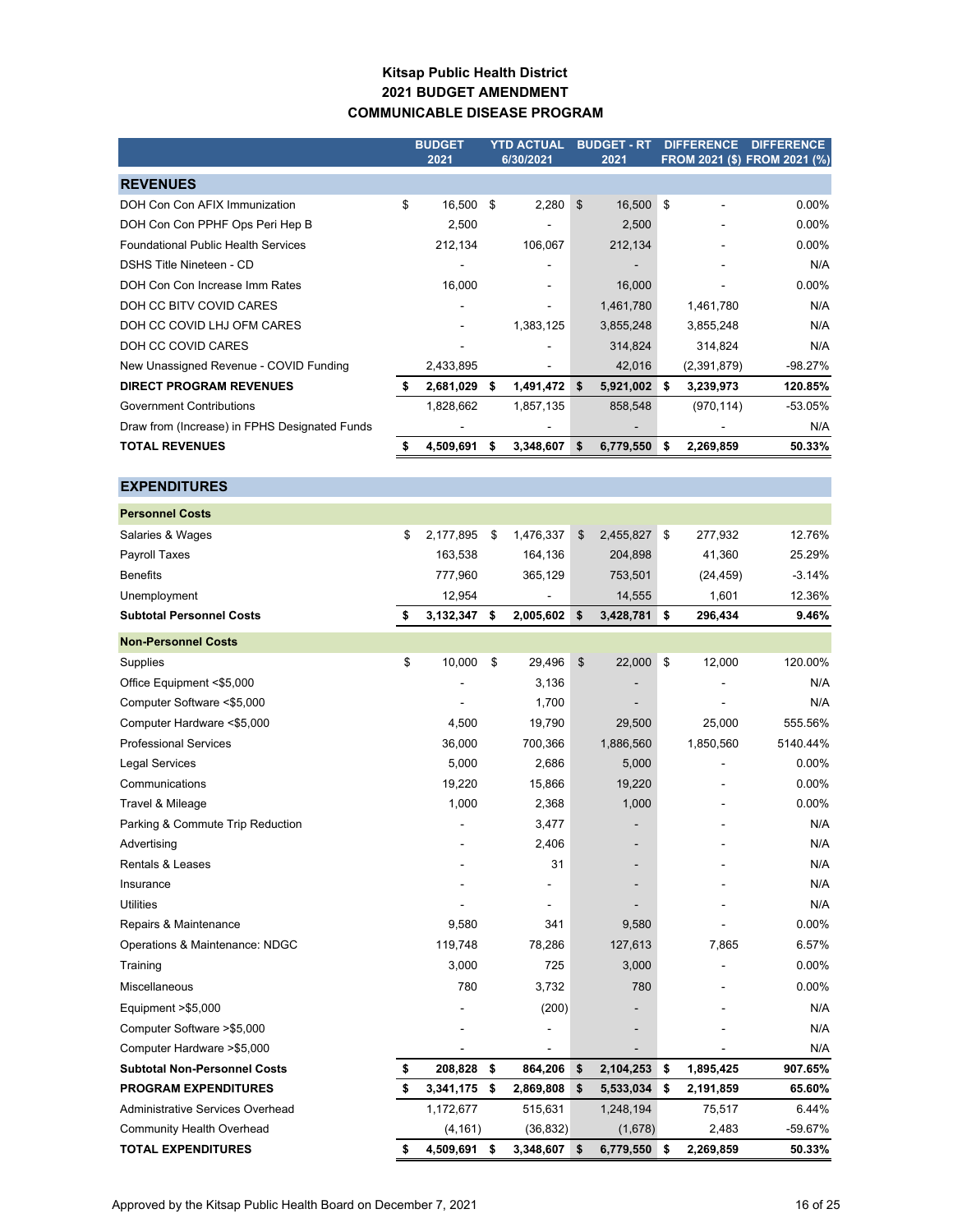# Kitsap Public Health District
## 2021 BUDGET AMENDMENT
## COMMUNICABLE DISEASE PROGRAM

| | BUDGET 2021 | YTD ACTUAL 6/30/2021 | BUDGET - RT 2021 | DIFFERENCE FROM 2021 ($) | DIFFERENCE FROM 2021 (%) |
|---|---|---|---|---|---|
| **REVENUES** | | | | | |
| DOH Con Con AFIX Immunization | $ 16,500 | $ 2,280 | $ 16,500 | $ - | 0.00% |
| DOH Con Con PPHF Ops Peri Hep B | 2,500 | - | 2,500 | - | 0.00% |
| Foundational Public Health Services | 212,134 | 106,067 | 212,134 | - | 0.00% |
| DSHS Title Nineteen - CD | - | - | - | - | N/A |
| DOH Con Con Increase Imm Rates | 16,000 | - | 16,000 | - | 0.00% |
| DOH CC BITV COVID CARES | - | - | 1,461,780 | 1,461,780 | N/A |
| DOH CC COVID LHJ OFM CARES | - | 1,383,125 | 3,855,248 | 3,855,248 | N/A |
| DOH CC COVID CARES | - | - | 314,824 | 314,824 | N/A |
| New Unassigned Revenue - COVID Funding | 2,433,895 | - | 42,016 | (2,391,879) | -98.27% |
| **DIRECT PROGRAM REVENUES** | **$ 2,681,029** | **$ 1,491,472** | **$ 5,921,002** | **$ 3,239,973** | **120.85%** |
| Government Contributions | 1,828,662 | 1,857,135 | 858,548 | (970,114) | -53.05% |
| Draw from (Increase) in FPHS Designated Funds | - | - | - | - | N/A |
| **TOTAL REVENUES** | **$ 4,509,691** | **$ 3,348,607** | **$ 6,779,550** | **$ 2,269,859** | **50.33%** |
| **EXPENDITURES** | | | | | |
| **Personnel Costs** | | | | | |
| Salaries & Wages | $ 2,177,895 | $ 1,476,337 | $ 2,455,827 | $ 277,932 | 12.76% |
| Payroll Taxes | 163,538 | 164,136 | 204,898 | 41,360 | 25.29% |
| Benefits | 777,960 | 365,129 | 753,501 | (24,459) | -3.14% |
| Unemployment | 12,954 | - | 14,555 | 1,601 | 12.36% |
| **Subtotal Personnel Costs** | **$ 3,132,347** | **$ 2,005,602** | **$ 3,428,781** | **$ 296,434** | **9.46%** |
| **Non-Personnel Costs** | | | | | |
| Supplies | $ 10,000 | $ 29,496 | $ 22,000 | $ 12,000 | 120.00% |
| Office Equipment <$5,000 | - | 3,136 | - | - | N/A |
| Computer Software <$5,000 | - | 1,700 | - | - | N/A |
| Computer Hardware <$5,000 | 4,500 | 19,790 | 29,500 | 25,000 | 555.56% |
| Professional Services | 36,000 | 700,366 | 1,886,560 | 1,850,560 | 5140.44% |
| Legal Services | 5,000 | 2,686 | 5,000 | - | 0.00% |
| Communications | 19,220 | 15,866 | 19,220 | - | 0.00% |
| Travel & Mileage | 1,000 | 2,368 | 1,000 | - | 0.00% |
| Parking & Commute Trip Reduction | - | 3,477 | - | - | N/A |
| Advertising | - | 2,406 | - | - | N/A |
| Rentals & Leases | - | 31 | - | - | N/A |
| Insurance | - | - | - | - | N/A |
| Utilities | - | - | - | - | N/A |
| Repairs & Maintenance | 9,580 | 341 | 9,580 | - | 0.00% |
| Operations & Maintenance: NDGC | 119,748 | 78,286 | 127,613 | 7,865 | 6.57% |
| Training | 3,000 | 725 | 3,000 | - | 0.00% |
| Miscellaneous | 780 | 3,732 | 780 | - | 0.00% |
| Equipment >$5,000 | - | (200) | - | - | N/A |
| Computer Software >$5,000 | - | - | - | - | N/A |
| Computer Hardware >$5,000 | - | - | - | - | N/A |
| **Subtotal Non-Personnel Costs** | **$ 208,828** | **$ 864,206** | **$ 2,104,253** | **$ 1,895,425** | **907.65%** |
| **PROGRAM EXPENDITURES** | **$ 3,341,175** | **$ 2,869,808** | **$ 5,533,034** | **$ 2,191,859** | **65.60%** |
| Administrative Services Overhead | 1,172,677 | 515,631 | 1,248,194 | 75,517 | 6.44% |
| Community Health Overhead | (4,161) | (36,832) | (1,678) | 2,483 | -59.67% |
| **TOTAL EXPENDITURES** | **$ 4,509,691** | **$ 3,348,607** | **$ 6,779,550** | **$ 2,269,859** | **50.33%** |

Approved by the Kitsap Public Health Board on December 7, 2021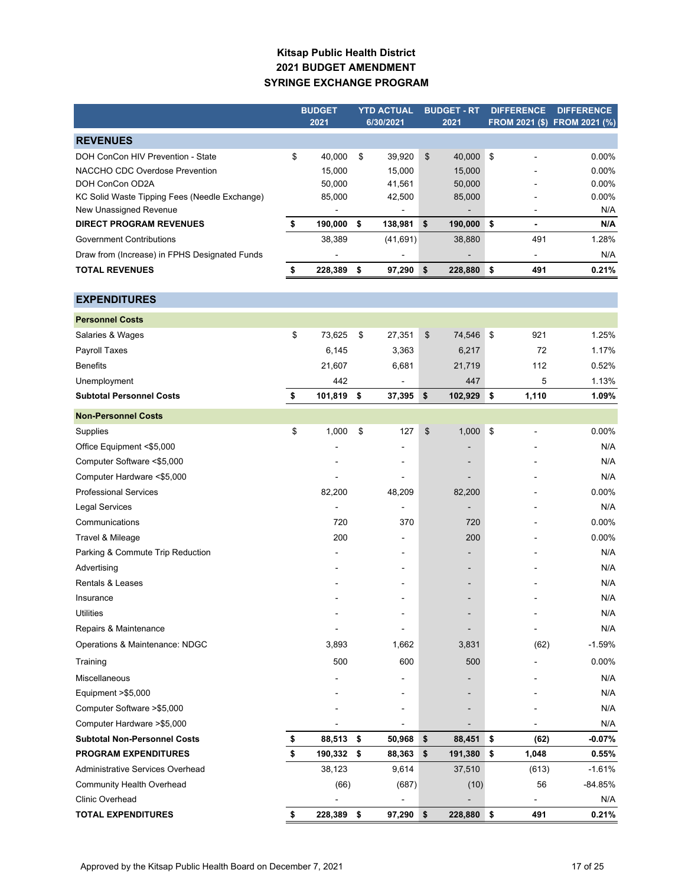# Kitsap Public Health District
## 2021 BUDGET AMENDMENT
## SYRINGE EXCHANGE PROGRAM

| | BUDGET 2021 | YTD ACTUAL 6/30/2021 | BUDGET - RT 2021 | DIFFERENCE FROM 2021 ($) | DIFFERENCE FROM 2021 (%) |
|---|---|---|---|---|---|
| **REVENUES** | | | | | |
| DOH ConCon HIV Prevention - State | $ 40,000 | $ 39,920 | $ 40,000 | $ - | 0.00% |
| NACCHO CDC Overdose Prevention | 15,000 | 15,000 | 15,000 | - | 0.00% |
| DOH ConCon OD2A | 50,000 | 41,561 | 50,000 | - | 0.00% |
| KC Solid Waste Tipping Fees (Needle Exchange) | 85,000 | 42,500 | 85,000 | - | 0.00% |
| New Unassigned Revenue | - | - | - | - | N/A |
| **DIRECT PROGRAM REVENUES** | **$ 190,000** | **$ 138,981** | **$ 190,000** | **$ -** | **N/A** |
| Government Contributions | 38,389 | (41,691) | 38,880 | 491 | 1.28% |
| Draw from (Increase) in FPHS Designated Funds | - | - | - | - | N/A |
| **TOTAL REVENUES** | **$ 228,389** | **$ 97,290** | **$ 228,880** | **$ 491** | **0.21%** |
| **EXPENDITURES** | | | | | |
| **Personnel Costs** | | | | | |
| Salaries & Wages | $ 73,625 | $ 27,351 | $ 74,546 | $ 921 | 1.25% |
| Payroll Taxes | 6,145 | 3,363 | 6,217 | 72 | 1.17% |
| Benefits | 21,607 | 6,681 | 21,719 | 112 | 0.52% |
| Unemployment | 442 | - | 447 | 5 | 1.13% |
| **Subtotal Personnel Costs** | **$ 101,819** | **$ 37,395** | **$ 102,929** | **$ 1,110** | **1.09%** |
| **Non-Personnel Costs** | | | | | |
| Supplies | $ 1,000 | $ 127 | $ 1,000 | $ - | 0.00% |
| Office Equipment <$5,000 | - | - | - | - | N/A |
| Computer Software <$5,000 | - | - | - | - | N/A |
| Computer Hardware <$5,000 | - | - | - | - | N/A |
| Professional Services | 82,200 | 48,209 | 82,200 | - | 0.00% |
| Legal Services | - | - | - | - | N/A |
| Communications | 720 | 370 | 720 | - | 0.00% |
| Travel & Mileage | 200 | - | 200 | - | 0.00% |
| Parking & Commute Trip Reduction | - | - | - | - | N/A |
| Advertising | - | - | - | - | N/A |
| Rentals & Leases | - | - | - | - | N/A |
| Insurance | - | - | - | - | N/A |
| Utilities | - | - | - | - | N/A |
| Repairs & Maintenance | - | - | - | - | N/A |
| Operations & Maintenance: NDGC | 3,893 | 1,662 | 3,831 | (62) | -1.59% |
| Training | 500 | 600 | 500 | - | 0.00% |
| Miscellaneous | - | - | - | - | N/A |
| Equipment >$5,000 | - | - | - | - | N/A |
| Computer Software >$5,000 | - | - | - | - | N/A |
| Computer Hardware >$5,000 | - | - | - | - | N/A |
| **Subtotal Non-Personnel Costs** | **$ 88,513** | **$ 50,968** | **$ 88,451** | **$ (62)** | **-0.07%** |
| **PROGRAM EXPENDITURES** | **$ 190,332** | **$ 88,363** | **$ 191,380** | **$ 1,048** | **0.55%** |
| Administrative Services Overhead | 38,123 | 9,614 | 37,510 | (613) | -1.61% |
| Community Health Overhead | (66) | (687) | (10) | 56 | -84.85% |
| Clinic Overhead | - | - | - | - | N/A |
| **TOTAL EXPENDITURES** | **$ 228,389** | **$ 97,290** | **$ 228,880** | **$ 491** | **0.21%** |

Approved by the Kitsap Public Health Board on December 7, 2021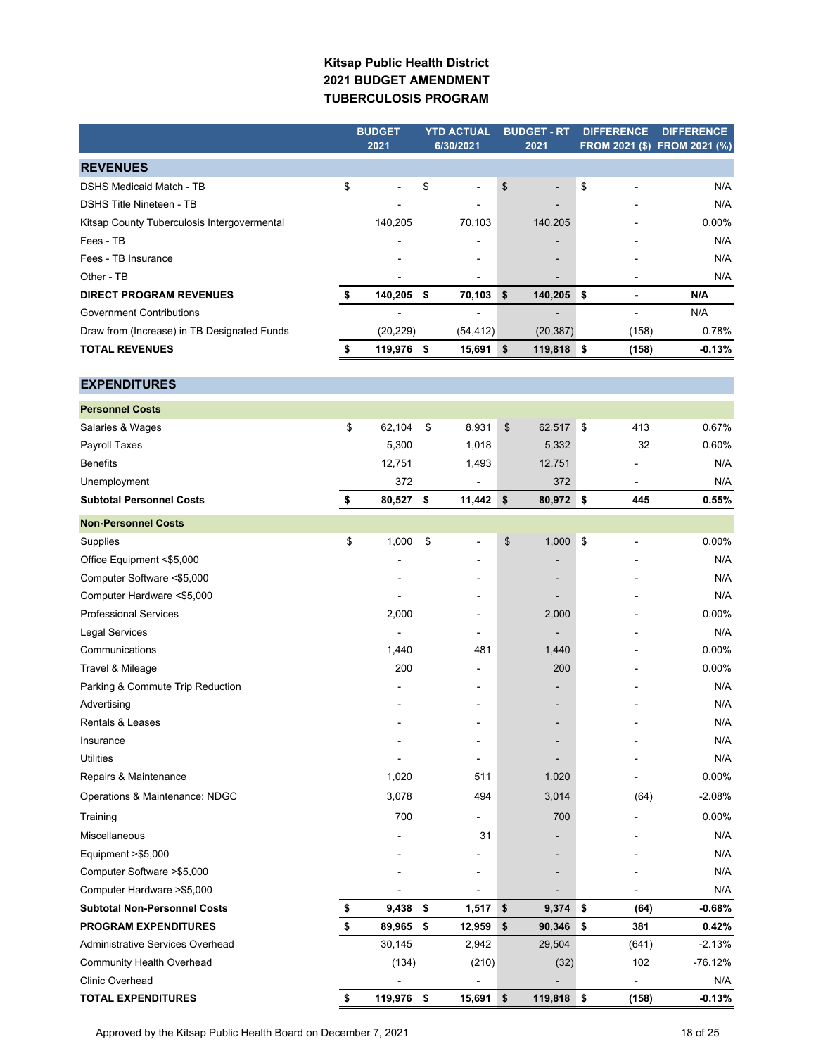# Kitsap Public Health District
## 2021 BUDGET AMENDMENT
## TUBERCULOSIS PROGRAM

| | BUDGET 2021 | YTD ACTUAL 6/30/2021 | BUDGET - RT 2021 | DIFFERENCE FROM 2021 ($) | DIFFERENCE FROM 2021 (%) |
|---|---|---|---|---|---|
| **REVENUES** | | | | | |
| DSHS Medicaid Match - TB | $ - | $ - | $ - | $ - | N/A |
| DSHS Title Nineteen - TB | - | - | - | - | N/A |
| Kitsap County Tuberculosis Intergovermental | 140,205 | 70,103 | 140,205 | - | 0.00% |
| Fees - TB | - | - | - | - | N/A |
| Fees - TB Insurance | - | - | - | - | N/A |
| Other - TB | - | - | - | - | N/A |
| **DIRECT PROGRAM REVENUES** | **$ 140,205** | **$ 70,103** | **$ 140,205** | **$ -** | **N/A** |
| Government Contributions | - | - | - | - | N/A |
| Draw from (Increase) in TB Designated Funds | (20,229) | (54,412) | (20,387) | (158) | 0.78% |
| **TOTAL REVENUES** | **$ 119,976** | **$ 15,691** | **$ 119,818** | **$ (158)** | **-0.13%** |
| **EXPENDITURES** | | | | | |
| **Personnel Costs** | | | | | |
| Salaries & Wages | $ 62,104 | $ 8,931 | $ 62,517 | $ 413 | 0.67% |
| Payroll Taxes | 5,300 | 1,018 | 5,332 | 32 | 0.60% |
| Benefits | 12,751 | 1,493 | 12,751 | - | N/A |
| Unemployment | 372 | - | 372 | - | N/A |
| **Subtotal Personnel Costs** | **$ 80,527** | **$ 11,442** | **$ 80,972** | **$ 445** | **0.55%** |
| **Non-Personnel Costs** | | | | | |
| Supplies | $ 1,000 | $ - | $ 1,000 | $ - | 0.00% |
| Office Equipment <$5,000 | - | - | - | - | N/A |
| Computer Software <$5,000 | - | - | - | - | N/A |
| Computer Hardware <$5,000 | - | - | - | - | N/A |
| Professional Services | 2,000 | - | 2,000 | - | 0.00% |
| Legal Services | - | - | - | - | N/A |
| Communications | 1,440 | 481 | 1,440 | - | 0.00% |
| Travel & Mileage | 200 | - | 200 | - | 0.00% |
| Parking & Commute Trip Reduction | - | - | - | - | N/A |
| Advertising | - | - | - | - | N/A |
| Rentals & Leases | - | - | - | - | N/A |
| Insurance | - | - | - | - | N/A |
| Utilities | - | - | - | - | N/A |
| Repairs & Maintenance | 1,020 | 511 | 1,020 | - | 0.00% |
| Operations & Maintenance: NDGC | 3,078 | 494 | 3,014 | (64) | -2.08% |
| Training | 700 | - | 700 | - | 0.00% |
| Miscellaneous | - | 31 | - | - | N/A |
| Equipment >$5,000 | - | - | - | - | N/A |
| Computer Software >$5,000 | - | - | - | - | N/A |
| Computer Hardware >$5,000 | - | - | - | - | N/A |
| **Subtotal Non-Personnel Costs** | **$ 9,438** | **$ 1,517** | **$ 9,374** | **$ (64)** | **-0.68%** |
| **PROGRAM EXPENDITURES** | **$ 89,965** | **$ 12,959** | **$ 90,346** | **$ 381** | **0.42%** |
| Administrative Services Overhead | 30,145 | 2,942 | 29,504 | (641) | -2.13% |
| Community Health Overhead | (134) | (210) | (32) | 102 | -76.12% |
| Clinic Overhead | - | - | - | - | N/A |
| **TOTAL EXPENDITURES** | **$ 119,976** | **$ 15,691** | **$ 119,818** | **$ (158)** | **-0.13%** |

Approved by the Kitsap Public Health Board on December 7, 2021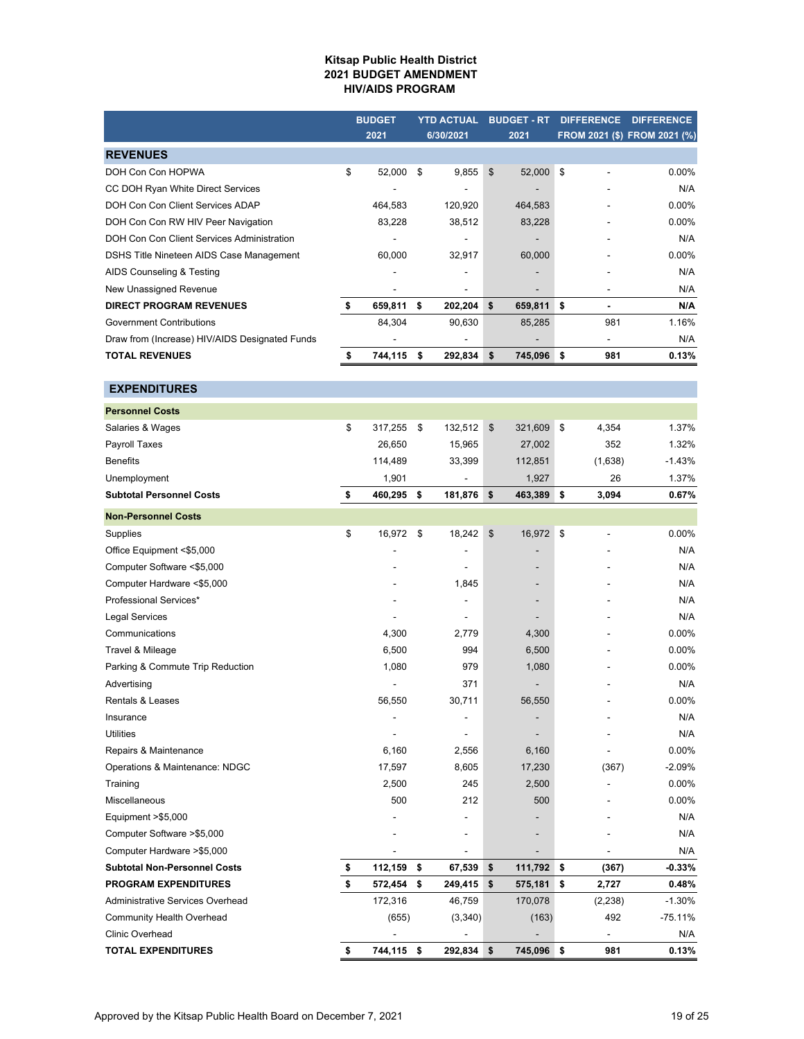**Kitsap Public Health District**
**2021 BUDGET AMENDMENT**
**HIV/AIDS PROGRAM**

| | BUDGET 2021 | YTD ACTUAL 6/30/2021 | BUDGET - RT 2021 | DIFFERENCE FROM 2021 ($) | DIFFERENCE FROM 2021 (%) |
|---|---|---|---|---|---|
| **REVENUES** | | | | | |
| DOH Con Con HOPWA | $ 52,000 | $ 9,855 | $ 52,000 | $ - | 0.00% |
| CC DOH Ryan White Direct Services | - | - | - | - | N/A |
| DOH Con Con Client Services ADAP | 464,583 | 120,920 | 464,583 | - | 0.00% |
| DOH Con Con RW HIV Peer Navigation | 83,228 | 38,512 | 83,228 | - | 0.00% |
| DOH Con Con Client Services Administration | - | - | - | - | N/A |
| DSHS Title Nineteen AIDS Case Management | 60,000 | 32,917 | 60,000 | - | 0.00% |
| AIDS Counseling & Testing | - | - | - | - | N/A |
| New Unassigned Revenue | - | - | - | - | N/A |
| **DIRECT PROGRAM REVENUES** | **$ 659,811** | **$ 202,204** | **$ 659,811** | **$ -** | **N/A** |
| Government Contributions | 84,304 | 90,630 | 85,285 | 981 | 1.16% |
| Draw from (Increase) HIV/AIDS Designated Funds | - | - | - | - | N/A |
| **TOTAL REVENUES** | **$ 744,115** | **$ 292,834** | **$ 745,096** | **$ 981** | **0.13%** |
| **EXPENDITURES** | | | | | |
| **Personnel Costs** | | | | | |
| Salaries & Wages | $ 317,255 | $ 132,512 | $ 321,609 | $ 4,354 | 1.37% |
| Payroll Taxes | 26,650 | 15,965 | 27,002 | 352 | 1.32% |
| Benefits | 114,489 | 33,399 | 112,851 | (1,638) | -1.43% |
| Unemployment | 1,901 | - | 1,927 | 26 | 1.37% |
| **Subtotal Personnel Costs** | **$ 460,295** | **$ 181,876** | **$ 463,389** | **$ 3,094** | **0.67%** |
| **Non-Personnel Costs** | | | | | |
| Supplies | $ 16,972 | $ 18,242 | $ 16,972 | $ - | 0.00% |
| Office Equipment <$5,000 | - | - | - | - | N/A |
| Computer Software <$5,000 | - | - | - | - | N/A |
| Computer Hardware <$5,000 | - | 1,845 | - | - | N/A |
| Professional Services* | - | - | - | - | N/A |
| Legal Services | - | - | - | - | N/A |
| Communications | 4,300 | 2,779 | 4,300 | - | 0.00% |
| Travel & Mileage | 6,500 | 994 | 6,500 | - | 0.00% |
| Parking & Commute Trip Reduction | 1,080 | 979 | 1,080 | - | 0.00% |
| Advertising | - | 371 | - | - | N/A |
| Rentals & Leases | 56,550 | 30,711 | 56,550 | - | 0.00% |
| Insurance | - | - | - | - | N/A |
| Utilities | - | - | - | - | N/A |
| Repairs & Maintenance | 6,160 | 2,556 | 6,160 | - | 0.00% |
| Operations & Maintenance: NDGC | 17,597 | 8,605 | 17,230 | (367) | -2.09% |
| Training | 2,500 | 245 | 2,500 | - | 0.00% |
| Miscellaneous | 500 | 212 | 500 | - | 0.00% |
| Equipment >$5,000 | - | - | - | - | N/A |
| Computer Software >$5,000 | - | - | - | - | N/A |
| Computer Hardware >$5,000 | - | - | - | - | N/A |
| **Subtotal Non-Personnel Costs** | **$ 112,159** | **$ 67,539** | **$ 111,792** | **$ (367)** | **-0.33%** |
| **PROGRAM EXPENDITURES** | **$ 572,454** | **$ 249,415** | **$ 575,181** | **$ 2,727** | **0.48%** |
| Administrative Services Overhead | 172,316 | 46,759 | 170,078 | (2,238) | -1.30% |
| Community Health Overhead | (655) | (3,340) | (163) | 492 | -75.11% |
| Clinic Overhead | - | - | - | - | N/A |
| **TOTAL EXPENDITURES** | **$ 744,115** | **$ 292,834** | **$ 745,096** | **$ 981** | **0.13%** |

Approved by the Kitsap Public Health Board on December 7, 2021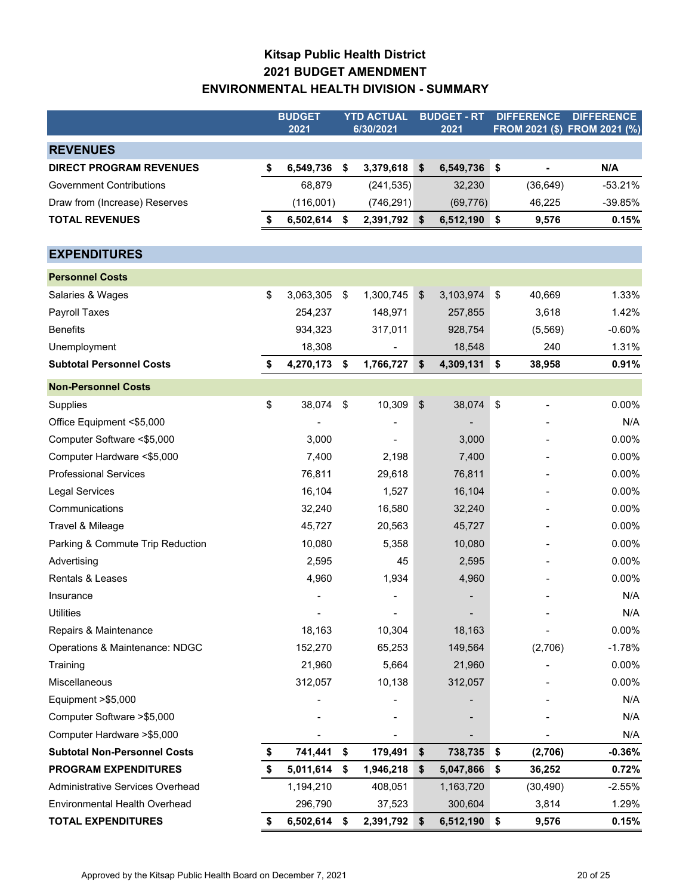# Kitsap Public Health District
## 2021 BUDGET AMENDMENT
## ENVIRONMENTAL HEALTH DIVISION - SUMMARY

| | BUDGET 2021 | YTD ACTUAL 6/30/2021 | BUDGET - RT 2021 | DIFFERENCE FROM 2021 ($) | DIFFERENCE FROM 2021 (%) |
|---|---|---|---|---|---|
| **REVENUES** | | | | | |
| **DIRECT PROGRAM REVENUES** | **$ 6,549,736** | **$ 3,379,618** | **$ 6,549,736** | **$ -** | **N/A** |
| Government Contributions | 68,879 | (241,535) | 32,230 | (36,649) | -53.21% |
| Draw from (Increase) Reserves | (116,001) | (746,291) | (69,776) | 46,225 | -39.85% |
| **TOTAL REVENUES** | **$ 6,502,614** | **$ 2,391,792** | **$ 6,512,190** | **$ 9,576** | **0.15%** |
| **EXPENDITURES** | | | | | |
| **Personnel Costs** | | | | | |
| Salaries & Wages | $ 3,063,305 | $ 1,300,745 | $ 3,103,974 | $ 40,669 | 1.33% |
| Payroll Taxes | 254,237 | 148,971 | 257,855 | 3,618 | 1.42% |
| Benefits | 934,323 | 317,011 | 928,754 | (5,569) | -0.60% |
| Unemployment | 18,308 | - | 18,548 | 240 | 1.31% |
| **Subtotal Personnel Costs** | **$ 4,270,173** | **$ 1,766,727** | **$ 4,309,131** | **$ 38,958** | **0.91%** |
| **Non-Personnel Costs** | | | | | |
| Supplies | $ 38,074 | $ 10,309 | $ 38,074 | $ - | 0.00% |
| Office Equipment <$5,000 | - | - | - | - | N/A |
| Computer Software <$5,000 | 3,000 | - | 3,000 | - | 0.00% |
| Computer Hardware <$5,000 | 7,400 | 2,198 | 7,400 | - | 0.00% |
| Professional Services | 76,811 | 29,618 | 76,811 | - | 0.00% |
| Legal Services | 16,104 | 1,527 | 16,104 | - | 0.00% |
| Communications | 32,240 | 16,580 | 32,240 | - | 0.00% |
| Travel & Mileage | 45,727 | 20,563 | 45,727 | - | 0.00% |
| Parking & Commute Trip Reduction | 10,080 | 5,358 | 10,080 | - | 0.00% |
| Advertising | 2,595 | 45 | 2,595 | - | 0.00% |
| Rentals & Leases | 4,960 | 1,934 | 4,960 | - | 0.00% |
| Insurance | - | - | - | - | N/A |
| Utilities | - | - | - | - | N/A |
| Repairs & Maintenance | 18,163 | 10,304 | 18,163 | - | 0.00% |
| Operations & Maintenance: NDGC | 152,270 | 65,253 | 149,564 | (2,706) | -1.78% |
| Training | 21,960 | 5,664 | 21,960 | - | 0.00% |
| Miscellaneous | 312,057 | 10,138 | 312,057 | - | 0.00% |
| Equipment >$5,000 | - | - | - | - | N/A |
| Computer Software >$5,000 | - | - | - | - | N/A |
| Computer Hardware >$5,000 | - | - | - | - | N/A |
| **Subtotal Non-Personnel Costs** | **$ 741,441** | **$ 179,491** | **$ 738,735** | **$ (2,706)** | **-0.36%** |
| **PROGRAM EXPENDITURES** | **$ 5,011,614** | **$ 1,946,218** | **$ 5,047,866** | **$ 36,252** | **0.72%** |
| Administrative Services Overhead | 1,194,210 | 408,051 | 1,163,720 | (30,490) | -2.55% |
| Environmental Health Overhead | 296,790 | 37,523 | 300,604 | 3,814 | 1.29% |
| **TOTAL EXPENDITURES** | **$ 6,502,614** | **$ 2,391,792** | **$ 6,512,190** | **$ 9,576** | **0.15%** |

Approved by the Kitsap Public Health Board on December 7, 2021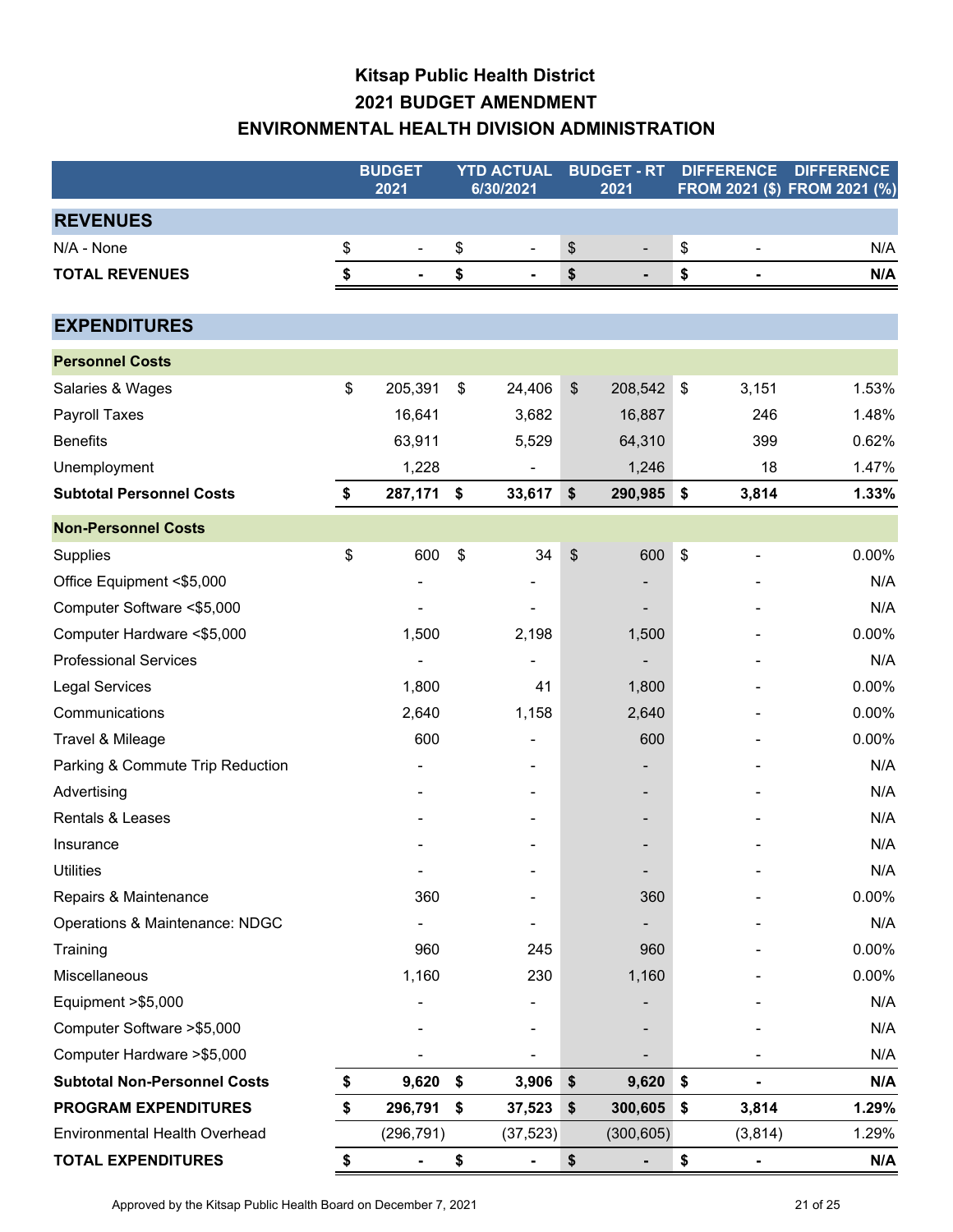# Kitsap Public Health District
## 2021 BUDGET AMENDMENT
## ENVIRONMENTAL HEALTH DIVISION ADMINISTRATION

| | BUDGET 2021 | YTD ACTUAL 6/30/2021 | BUDGET - RT 2021 | DIFFERENCE FROM 2021 ($) | DIFFERENCE FROM 2021 (%) |
|---|---|---|---|---|---|
| **REVENUES** | | | | | |
| N/A - None | $ - | $ - | $ - | $ - | N/A |
| **TOTAL REVENUES** | **$ -** | **$ -** | **$ -** | **$ -** | **N/A** |
| **EXPENDITURES** | | | | | |
| **Personnel Costs** | | | | | |
| Salaries & Wages | $ 205,391 | $ 24,406 | $ 208,542 | $ 3,151 | 1.53% |
| Payroll Taxes | 16,641 | 3,682 | 16,887 | 246 | 1.48% |
| Benefits | 63,911 | 5,529 | 64,310 | 399 | 0.62% |
| Unemployment | 1,228 | - | 1,246 | 18 | 1.47% |
| **Subtotal Personnel Costs** | **$ 287,171** | **$ 33,617** | **$ 290,985** | **$ 3,814** | **1.33%** |
| **Non-Personnel Costs** | | | | | |
| Supplies | $ 600 | $ 34 | $ 600 | $ - | 0.00% |
| Office Equipment <$5,000 | - | - | - | - | N/A |
| Computer Software <$5,000 | - | - | - | - | N/A |
| Computer Hardware <$5,000 | 1,500 | 2,198 | 1,500 | - | 0.00% |
| Professional Services | - | - | - | - | N/A |
| Legal Services | 1,800 | 41 | 1,800 | - | 0.00% |
| Communications | 2,640 | 1,158 | 2,640 | - | 0.00% |
| Travel & Mileage | 600 | - | 600 | - | 0.00% |
| Parking & Commute Trip Reduction | - | - | - | - | N/A |
| Advertising | - | - | - | - | N/A |
| Rentals & Leases | - | - | - | - | N/A |
| Insurance | - | - | - | - | N/A |
| Utilities | - | - | - | - | N/A |
| Repairs & Maintenance | 360 | - | 360 | - | 0.00% |
| Operations & Maintenance: NDGC | - | - | - | - | N/A |
| Training | 960 | 245 | 960 | - | 0.00% |
| Miscellaneous | 1,160 | 230 | 1,160 | - | 0.00% |
| Equipment >$5,000 | - | - | - | - | N/A |
| Computer Software >$5,000 | - | - | - | - | N/A |
| Computer Hardware >$5,000 | - | - | - | - | N/A |
| **Subtotal Non-Personnel Costs** | **$ 9,620** | **$ 3,906** | **$ 9,620** | **$ -** | **N/A** |
| **PROGRAM EXPENDITURES** | **$ 296,791** | **$ 37,523** | **$ 300,605** | **$ 3,814** | **1.29%** |
| Environmental Health Overhead | (296,791) | (37,523) | (300,605) | (3,814) | 1.29% |
| **TOTAL EXPENDITURES** | **$ -** | **$ -** | **$ -** | **$ -** | **N/A** |

Approved by the Kitsap Public Health Board on December 7, 2021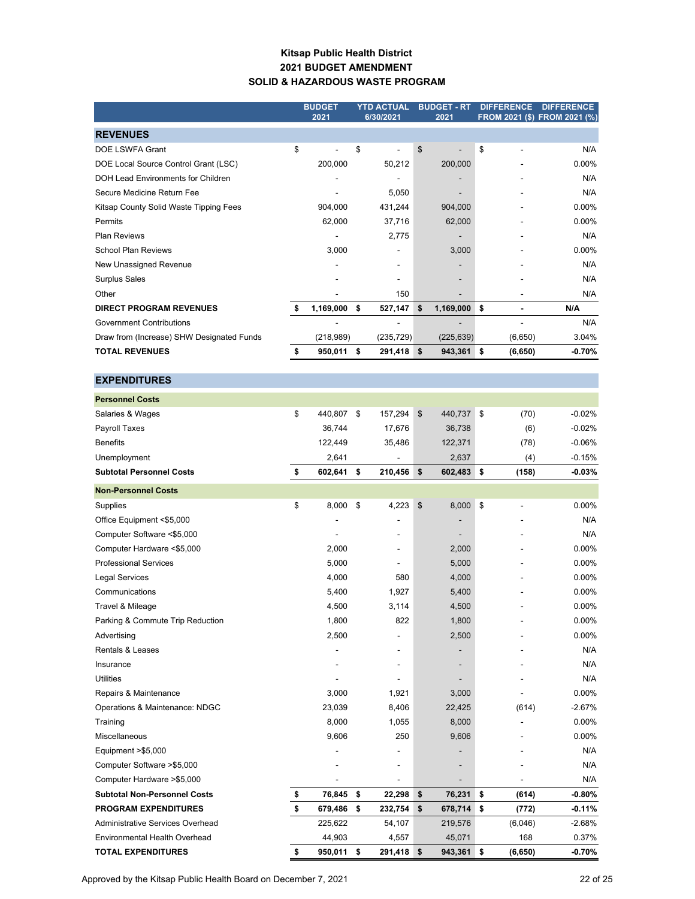# Kitsap Public Health District
## 2021 BUDGET AMENDMENT
## SOLID & HAZARDOUS WASTE PROGRAM

| | BUDGET 2021 | YTD ACTUAL 6/30/2021 | BUDGET - RT 2021 | DIFFERENCE FROM 2021 ($) | DIFFERENCE FROM 2021 (%) |
|---|---|---|---|---|---|
| **REVENUES** | | | | | |
| DOE LSWFA Grant | $ - | $ - | $ - | $ - | N/A |
| DOE Local Source Control Grant (LSC) | 200,000 | 50,212 | 200,000 | - | 0.00% |
| DOH Lead Environments for Children | - | - | - | - | N/A |
| Secure Medicine Return Fee | - | 5,050 | - | - | N/A |
| Kitsap County Solid Waste Tipping Fees | 904,000 | 431,244 | 904,000 | - | 0.00% |
| Permits | 62,000 | 37,716 | 62,000 | - | 0.00% |
| Plan Reviews | - | 2,775 | - | - | N/A |
| School Plan Reviews | 3,000 | - | 3,000 | - | 0.00% |
| New Unassigned Revenue | - | - | - | - | N/A |
| Surplus Sales | - | - | - | - | N/A |
| Other | - | 150 | - | - | N/A |
| **DIRECT PROGRAM REVENUES** | **$ 1,169,000** | **$ 527,147** | **$ 1,169,000** | **$ -** | **N/A** |
| Government Contributions | - | - | - | - | N/A |
| Draw from (Increase) SHW Designated Funds | (218,989) | (235,729) | (225,639) | (6,650) | 3.04% |
| **TOTAL REVENUES** | **$ 950,011** | **$ 291,418** | **$ 943,361** | **$ (6,650)** | **-0.70%** |
| **EXPENDITURES** | | | | | |
| **Personnel Costs** | | | | | |
| Salaries & Wages | $ 440,807 | $ 157,294 | $ 440,737 | $ (70) | -0.02% |
| Payroll Taxes | 36,744 | 17,676 | 36,738 | (6) | -0.02% |
| Benefits | 122,449 | 35,486 | 122,371 | (78) | -0.06% |
| Unemployment | 2,641 | - | 2,637 | (4) | -0.15% |
| **Subtotal Personnel Costs** | **$ 602,641** | **$ 210,456** | **$ 602,483** | **$ (158)** | **-0.03%** |
| **Non-Personnel Costs** | | | | | |
| Supplies | $ 8,000 | $ 4,223 | $ 8,000 | $ - | 0.00% |
| Office Equipment <$5,000 | - | - | - | - | N/A |
| Computer Software <$5,000 | - | - | - | - | N/A |
| Computer Hardware <$5,000 | 2,000 | - | 2,000 | - | 0.00% |
| Professional Services | 5,000 | - | 5,000 | - | 0.00% |
| Legal Services | 4,000 | 580 | 4,000 | - | 0.00% |
| Communications | 5,400 | 1,927 | 5,400 | - | 0.00% |
| Travel & Mileage | 4,500 | 3,114 | 4,500 | - | 0.00% |
| Parking & Commute Trip Reduction | 1,800 | 822 | 1,800 | - | 0.00% |
| Advertising | 2,500 | - | 2,500 | - | 0.00% |
| Rentals & Leases | - | - | - | - | N/A |
| Insurance | - | - | - | - | N/A |
| Utilities | - | - | - | - | N/A |
| Repairs & Maintenance | 3,000 | 1,921 | 3,000 | - | 0.00% |
| Operations & Maintenance: NDGC | 23,039 | 8,406 | 22,425 | (614) | -2.67% |
| Training | 8,000 | 1,055 | 8,000 | - | 0.00% |
| Miscellaneous | 9,606 | 250 | 9,606 | - | 0.00% |
| Equipment >$5,000 | - | - | - | - | N/A |
| Computer Software >$5,000 | - | - | - | - | N/A |
| Computer Hardware >$5,000 | - | - | - | - | N/A |
| **Subtotal Non-Personnel Costs** | **$ 76,845** | **$ 22,298** | **$ 76,231** | **$ (614)** | **-0.80%** |
| **PROGRAM EXPENDITURES** | **$ 679,486** | **$ 232,754** | **$ 678,714** | **$ (772)** | **-0.11%** |
| Administrative Services Overhead | 225,622 | 54,107 | 219,576 | (6,046) | -2.68% |
| Environmental Health Overhead | 44,903 | 4,557 | 45,071 | 168 | 0.37% |
| **TOTAL EXPENDITURES** | **$ 950,011** | **$ 291,418** | **$ 943,361** | **$ (6,650)** | **-0.70%** |

Approved by the Kitsap Public Health Board on December 7, 2021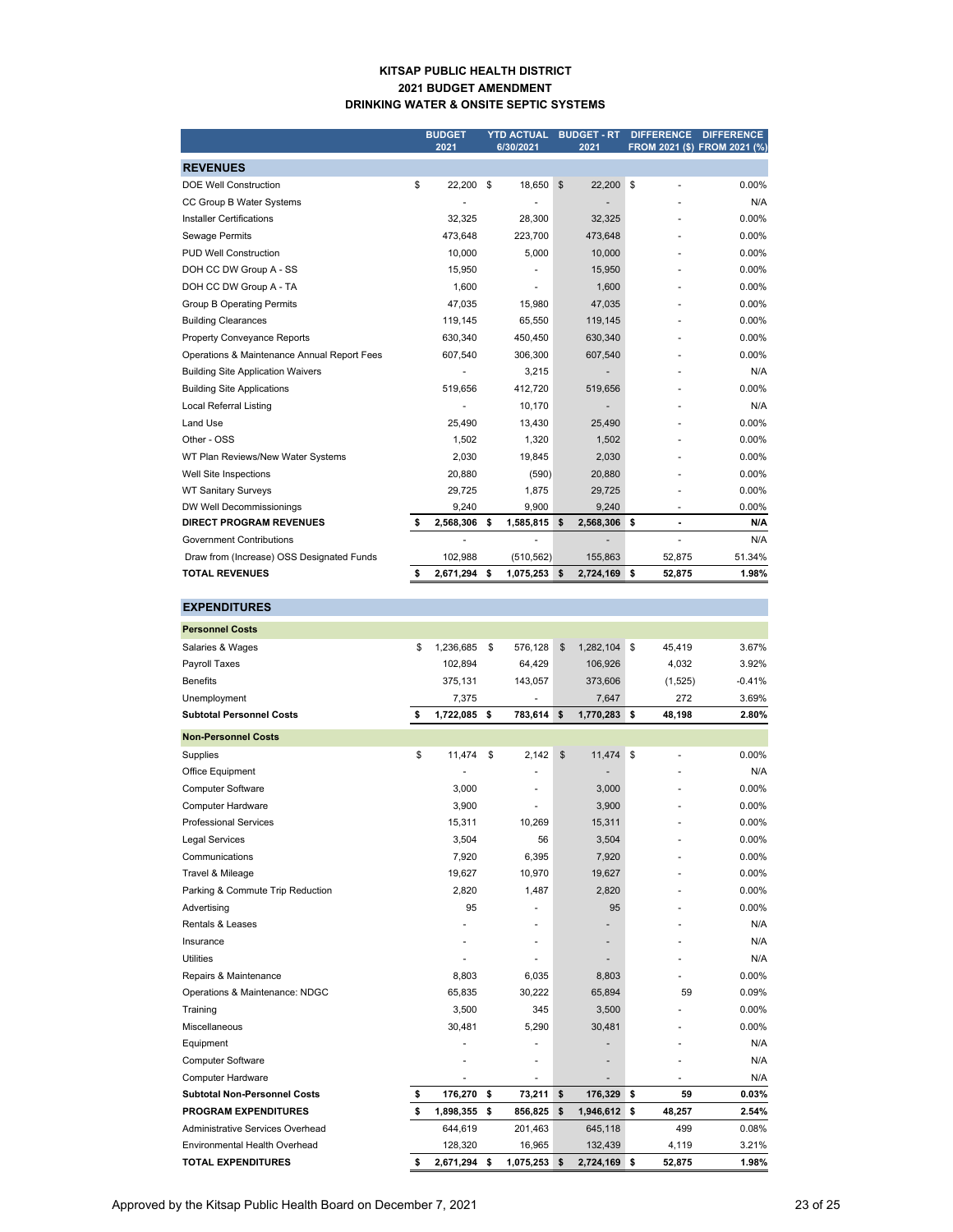# KITSAP PUBLIC HEALTH DISTRICT
## 2021 BUDGET AMENDMENT
## DRINKING WATER & ONSITE SEPTIC SYSTEMS

| | BUDGET 2021 | YTD ACTUAL 6/30/2021 | BUDGET - RT 2021 | DIFFERENCE FROM 2021 ($) | DIFFERENCE FROM 2021 (%) |
|---|---|---|---|---|---|
| **REVENUES** | | | | | |
| DOE Well Construction | $ 22,200 | $ 18,650 | $ 22,200 | $ - | 0.00% |
| CC Group B Water Systems | - | - | - | - | N/A |
| Installer Certifications | 32,325 | 28,300 | 32,325 | - | 0.00% |
| Sewage Permits | 473,648 | 223,700 | 473,648 | - | 0.00% |
| PUD Well Construction | 10,000 | 5,000 | 10,000 | - | 0.00% |
| DOH CC DW Group A - SS | 15,950 | - | 15,950 | - | 0.00% |
| DOH CC DW Group A - TA | 1,600 | - | 1,600 | - | 0.00% |
| Group B Operating Permits | 47,035 | 15,980 | 47,035 | - | 0.00% |
| Building Clearances | 119,145 | 65,550 | 119,145 | - | 0.00% |
| Property Conveyance Reports | 630,340 | 450,450 | 630,340 | - | 0.00% |
| Operations & Maintenance Annual Report Fees | 607,540 | 306,300 | 607,540 | - | 0.00% |
| Building Site Application Waivers | - | 3,215 | - | - | N/A |
| Building Site Applications | 519,656 | 412,720 | 519,656 | - | 0.00% |
| Local Referral Listing | - | 10,170 | - | - | N/A |
| Land Use | 25,490 | 13,430 | 25,490 | - | 0.00% |
| Other - OSS | 1,502 | 1,320 | 1,502 | - | 0.00% |
| WT Plan Reviews/New Water Systems | 2,030 | 19,845 | 2,030 | - | 0.00% |
| Well Site Inspections | 20,880 | (590) | 20,880 | - | 0.00% |
| WT Sanitary Surveys | 29,725 | 1,875 | 29,725 | - | 0.00% |
| DW Well Decommissionings | 9,240 | 9,900 | 9,240 | - | 0.00% |
| **DIRECT PROGRAM REVENUES** | **$ 2,568,306** | **$ 1,585,815** | **$ 2,568,306** | **$ -** | **N/A** |
| Government Contributions | - | - | - | - | N/A |
| Draw from (Increase) OSS Designated Funds | 102,988 | (510,562) | 155,863 | 52,875 | 51.34% |
| **TOTAL REVENUES** | **$ 2,671,294** | **$ 1,075,253** | **$ 2,724,169** | **$ 52,875** | **1.98%** |
| **EXPENDITURES** | | | | | |
| **Personnel Costs** | | | | | |
| Salaries & Wages | $ 1,236,685 | $ 576,128 | $ 1,282,104 | $ 45,419 | 3.67% |
| Payroll Taxes | 102,894 | 64,429 | 106,926 | 4,032 | 3.92% |
| Benefits | 375,131 | 143,057 | 373,606 | (1,525) | -0.41% |
| Unemployment | 7,375 | - | 7,647 | 272 | 3.69% |
| **Subtotal Personnel Costs** | **$ 1,722,085** | **$ 783,614** | **$ 1,770,283** | **$ 48,198** | **2.80%** |
| **Non-Personnel Costs** | | | | | |
| Supplies | $ 11,474 | $ 2,142 | $ 11,474 | $ - | 0.00% |
| Office Equipment | - | - | - | - | N/A |
| Computer Software | 3,000 | - | 3,000 | - | 0.00% |
| Computer Hardware | 3,900 | - | 3,900 | - | 0.00% |
| Professional Services | 15,311 | 10,269 | 15,311 | - | 0.00% |
| Legal Services | 3,504 | 56 | 3,504 | - | 0.00% |
| Communications | 7,920 | 6,395 | 7,920 | - | 0.00% |
| Travel & Mileage | 19,627 | 10,970 | 19,627 | - | 0.00% |
| Parking & Commute Trip Reduction | 2,820 | 1,487 | 2,820 | - | 0.00% |
| Advertising | 95 | - | 95 | - | 0.00% |
| Rentals & Leases | - | - | - | - | N/A |
| Insurance | - | - | - | - | N/A |
| Utilities | - | - | - | - | N/A |
| Repairs & Maintenance | 8,803 | 6,035 | 8,803 | - | 0.00% |
| Operations & Maintenance: NDGC | 65,835 | 30,222 | 65,894 | 59 | 0.09% |
| Training | 3,500 | 345 | 3,500 | - | 0.00% |
| Miscellaneous | 30,481 | 5,290 | 30,481 | - | 0.00% |
| Equipment | - | - | - | - | N/A |
| Computer Software | - | - | - | - | N/A |
| Computer Hardware | - | - | - | - | N/A |
| **Subtotal Non-Personnel Costs** | **$ 176,270** | **$ 73,211** | **$ 176,329** | **$ 59** | **0.03%** |
| **PROGRAM EXPENDITURES** | **$ 1,898,355** | **$ 856,825** | **$ 1,946,612** | **$ 48,257** | **2.54%** |
| Administrative Services Overhead | 644,619 | 201,463 | 645,118 | 499 | 0.08% |
| Environmental Health Overhead | 128,320 | 16,965 | 132,439 | 4,119 | 3.21% |
| **TOTAL EXPENDITURES** | **$ 2,671,294** | **$ 1,075,253** | **$ 2,724,169** | **$ 52,875** | **1.98%** |

Approved by the Kitsap Public Health Board on December 7, 2021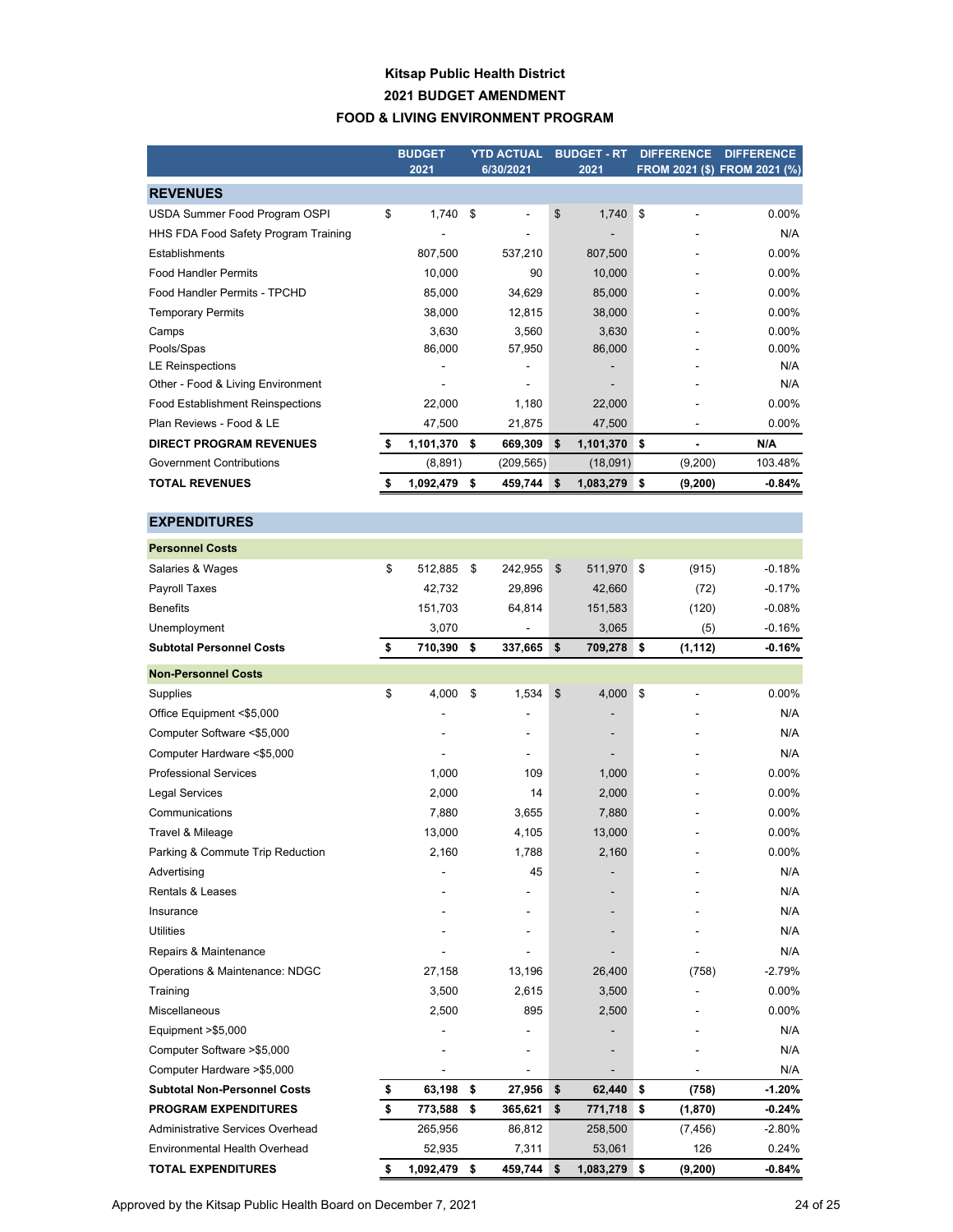# Kitsap Public Health District
## 2021 BUDGET AMENDMENT
## FOOD & LIVING ENVIRONMENT PROGRAM

| | BUDGET 2021 | YTD ACTUAL 6/30/2021 | BUDGET - RT 2021 | DIFFERENCE FROM 2021 ($) | DIFFERENCE FROM 2021 (%) |
|---|---|---|---|---|---|
| **REVENUES** | | | | | |
| USDA Summer Food Program OSPI | $ 1,740 | $ - | $ 1,740 | $ - | 0.00% |
| HHS FDA Food Safety Program Training | - | - | - | - | N/A |
| Establishments | 807,500 | 537,210 | 807,500 | - | 0.00% |
| Food Handler Permits | 10,000 | 90 | 10,000 | - | 0.00% |
| Food Handler Permits - TPCHD | 85,000 | 34,629 | 85,000 | - | 0.00% |
| Temporary Permits | 38,000 | 12,815 | 38,000 | - | 0.00% |
| Camps | 3,630 | 3,560 | 3,630 | - | 0.00% |
| Pools/Spas | 86,000 | 57,950 | 86,000 | - | 0.00% |
| LE Reinspections | - | - | - | - | N/A |
| Other - Food & Living Environment | - | - | - | - | N/A |
| Food Establishment Reinspections | 22,000 | 1,180 | 22,000 | - | 0.00% |
| Plan Reviews - Food & LE | 47,500 | 21,875 | 47,500 | - | 0.00% |
| **DIRECT PROGRAM REVENUES** | **$ 1,101,370** | **$ 669,309** | **$ 1,101,370** | **$ -** | **N/A** |
| Government Contributions | (8,891) | (209,565) | (18,091) | (9,200) | 103.48% |
| **TOTAL REVENUES** | **$ 1,092,479** | **$ 459,744** | **$ 1,083,279** | **$ (9,200)** | **-0.84%** |
| **EXPENDITURES** | | | | | |
| **Personnel Costs** | | | | | |
| Salaries & Wages | $ 512,885 | $ 242,955 | $ 511,970 | $ (915) | -0.18% |
| Payroll Taxes | 42,732 | 29,896 | 42,660 | (72) | -0.17% |
| Benefits | 151,703 | 64,814 | 151,583 | (120) | -0.08% |
| Unemployment | 3,070 | - | 3,065 | (5) | -0.16% |
| **Subtotal Personnel Costs** | **$ 710,390** | **$ 337,665** | **$ 709,278** | **$ (1,112)** | **-0.16%** |
| **Non-Personnel Costs** | | | | | |
| Supplies | $ 4,000 | $ 1,534 | $ 4,000 | $ - | 0.00% |
| Office Equipment <$5,000 | - | - | - | - | N/A |
| Computer Software <$5,000 | - | - | - | - | N/A |
| Computer Hardware <$5,000 | - | - | - | - | N/A |
| Professional Services | 1,000 | 109 | 1,000 | - | 0.00% |
| Legal Services | 2,000 | 14 | 2,000 | - | 0.00% |
| Communications | 7,880 | 3,655 | 7,880 | - | 0.00% |
| Travel & Mileage | 13,000 | 4,105 | 13,000 | - | 0.00% |
| Parking & Commute Trip Reduction | 2,160 | 1,788 | 2,160 | - | 0.00% |
| Advertising | - | 45 | - | - | N/A |
| Rentals & Leases | - | - | - | - | N/A |
| Insurance | - | - | - | - | N/A |
| Utilities | - | - | - | - | N/A |
| Repairs & Maintenance | - | - | - | - | N/A |
| Operations & Maintenance: NDGC | 27,158 | 13,196 | 26,400 | (758) | -2.79% |
| Training | 3,500 | 2,615 | 3,500 | - | 0.00% |
| Miscellaneous | 2,500 | 895 | 2,500 | - | 0.00% |
| Equipment >$5,000 | - | - | - | - | N/A |
| Computer Software >$5,000 | - | - | - | - | N/A |
| Computer Hardware >$5,000 | - | - | - | - | N/A |
| **Subtotal Non-Personnel Costs** | **$ 63,198** | **$ 27,956** | **$ 62,440** | **$ (758)** | **-1.20%** |
| **PROGRAM EXPENDITURES** | **$ 773,588** | **$ 365,621** | **$ 771,718** | **$ (1,870)** | **-0.24%** |
| Administrative Services Overhead | 265,956 | 86,812 | 258,500 | (7,456) | -2.80% |
| Environmental Health Overhead | 52,935 | 7,311 | 53,061 | 126 | 0.24% |
| **TOTAL EXPENDITURES** | **$ 1,092,479** | **$ 459,744** | **$ 1,083,279** | **$ (9,200)** | **-0.84%** |

Approved by the Kitsap Public Health Board on December 7, 2021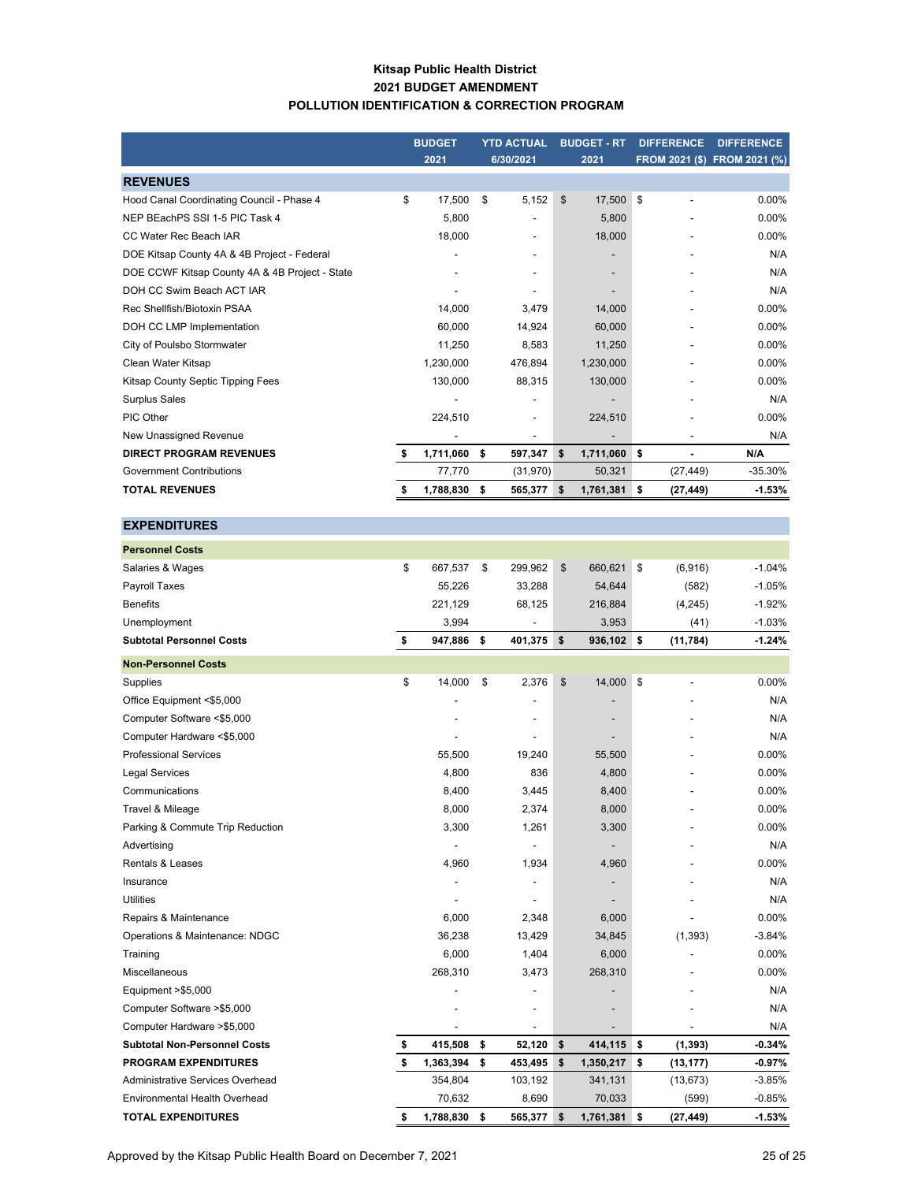**Kitsap Public Health District**
**2021 BUDGET AMENDMENT**
**POLLUTION IDENTIFICATION & CORRECTION PROGRAM**

| | BUDGET 2021 | YTD ACTUAL 6/30/2021 | BUDGET - RT 2021 | DIFFERENCE FROM 2021 ($) | DIFFERENCE FROM 2021 (%) |
|---|---|---|---|---|---|
| **REVENUES** | | | | | |
| Hood Canal Coordinating Council - Phase 4 | $ 17,500 | $ 5,152 | $ 17,500 | $ - | 0.00% |
| NEP BEachPS SSI 1-5 PIC Task 4 | 5,800 | - | 5,800 | - | 0.00% |
| CC Water Rec Beach IAR | 18,000 | - | 18,000 | - | 0.00% |
| DOE Kitsap County 4A & 4B Project - Federal | - | - | - | - | N/A |
| DOE CCWF Kitsap County 4A & 4B Project - State | - | - | - | - | N/A |
| DOH CC Swim Beach ACT IAR | - | - | - | - | N/A |
| Rec Shellfish/Biotoxin PSAA | 14,000 | 3,479 | 14,000 | - | 0.00% |
| DOH CC LMP Implementation | 60,000 | 14,924 | 60,000 | - | 0.00% |
| City of Poulsbo Stormwater | 11,250 | 8,583 | 11,250 | - | 0.00% |
| Clean Water Kitsap | 1,230,000 | 476,894 | 1,230,000 | - | 0.00% |
| Kitsap County Septic Tipping Fees | 130,000 | 88,315 | 130,000 | - | 0.00% |
| Surplus Sales | - | - | - | - | N/A |
| PIC Other | 224,510 | - | 224,510 | - | 0.00% |
| New Unassigned Revenue | - | - | - | - | N/A |
| **DIRECT PROGRAM REVENUES** | **$ 1,711,060** | **$ 597,347** | **$ 1,711,060** | **$ -** | **N/A** |
| Government Contributions | 77,770 | (31,970) | 50,321 | (27,449) | -35.30% |
| **TOTAL REVENUES** | **$ 1,788,830** | **$ 565,377** | **$ 1,761,381** | **$ (27,449)** | **-1.53%** |
| **EXPENDITURES** | | | | | |
| **Personnel Costs** | | | | | |
| Salaries & Wages | $ 667,537 | $ 299,962 | $ 660,621 | $ (6,916) | -1.04% |
| Payroll Taxes | 55,226 | 33,288 | 54,644 | (582) | -1.05% |
| Benefits | 221,129 | 68,125 | 216,884 | (4,245) | -1.92% |
| Unemployment | 3,994 | - | 3,953 | (41) | -1.03% |
| **Subtotal Personnel Costs** | **$ 947,886** | **$ 401,375** | **$ 936,102** | **$ (11,784)** | **-1.24%** |
| **Non-Personnel Costs** | | | | | |
| Supplies | $ 14,000 | $ 2,376 | $ 14,000 | $ - | 0.00% |
| Office Equipment <$5,000 | - | - | - | - | N/A |
| Computer Software <$5,000 | - | - | - | - | N/A |
| Computer Hardware <$5,000 | - | - | - | - | N/A |
| Professional Services | 55,500 | 19,240 | 55,500 | - | 0.00% |
| Legal Services | 4,800 | 836 | 4,800 | - | 0.00% |
| Communications | 8,400 | 3,445 | 8,400 | - | 0.00% |
| Travel & Mileage | 8,000 | 2,374 | 8,000 | - | 0.00% |
| Parking & Commute Trip Reduction | 3,300 | 1,261 | 3,300 | - | 0.00% |
| Advertising | - | - | - | - | N/A |
| Rentals & Leases | 4,960 | 1,934 | 4,960 | - | 0.00% |
| Insurance | - | - | - | - | N/A |
| Utilities | - | - | - | - | N/A |
| Repairs & Maintenance | 6,000 | 2,348 | 6,000 | - | 0.00% |
| Operations & Maintenance: NDGC | 36,238 | 13,429 | 34,845 | (1,393) | -3.84% |
| Training | 6,000 | 1,404 | 6,000 | - | 0.00% |
| Miscellaneous | 268,310 | 3,473 | 268,310 | - | 0.00% |
| Equipment >$5,000 | - | - | - | - | N/A |
| Computer Software >$5,000 | - | - | - | - | N/A |
| Computer Hardware >$5,000 | - | - | - | - | N/A |
| **Subtotal Non-Personnel Costs** | **$ 415,508** | **$ 52,120** | **$ 414,115** | **$ (1,393)** | **-0.34%** |
| **PROGRAM EXPENDITURES** | **$ 1,363,394** | **$ 453,495** | **$ 1,350,217** | **$ (13,177)** | **-0.97%** |
| Administrative Services Overhead | 354,804 | 103,192 | 341,131 | (13,673) | -3.85% |
| Environmental Health Overhead | 70,632 | 8,690 | 70,033 | (599) | -0.85% |
| **TOTAL EXPENDITURES** | **$ 1,788,830** | **$ 565,377** | **$ 1,761,381** | **$ (27,449)** | **-1.53%** |

Approved by the Kitsap Public Health Board on December 7, 2021